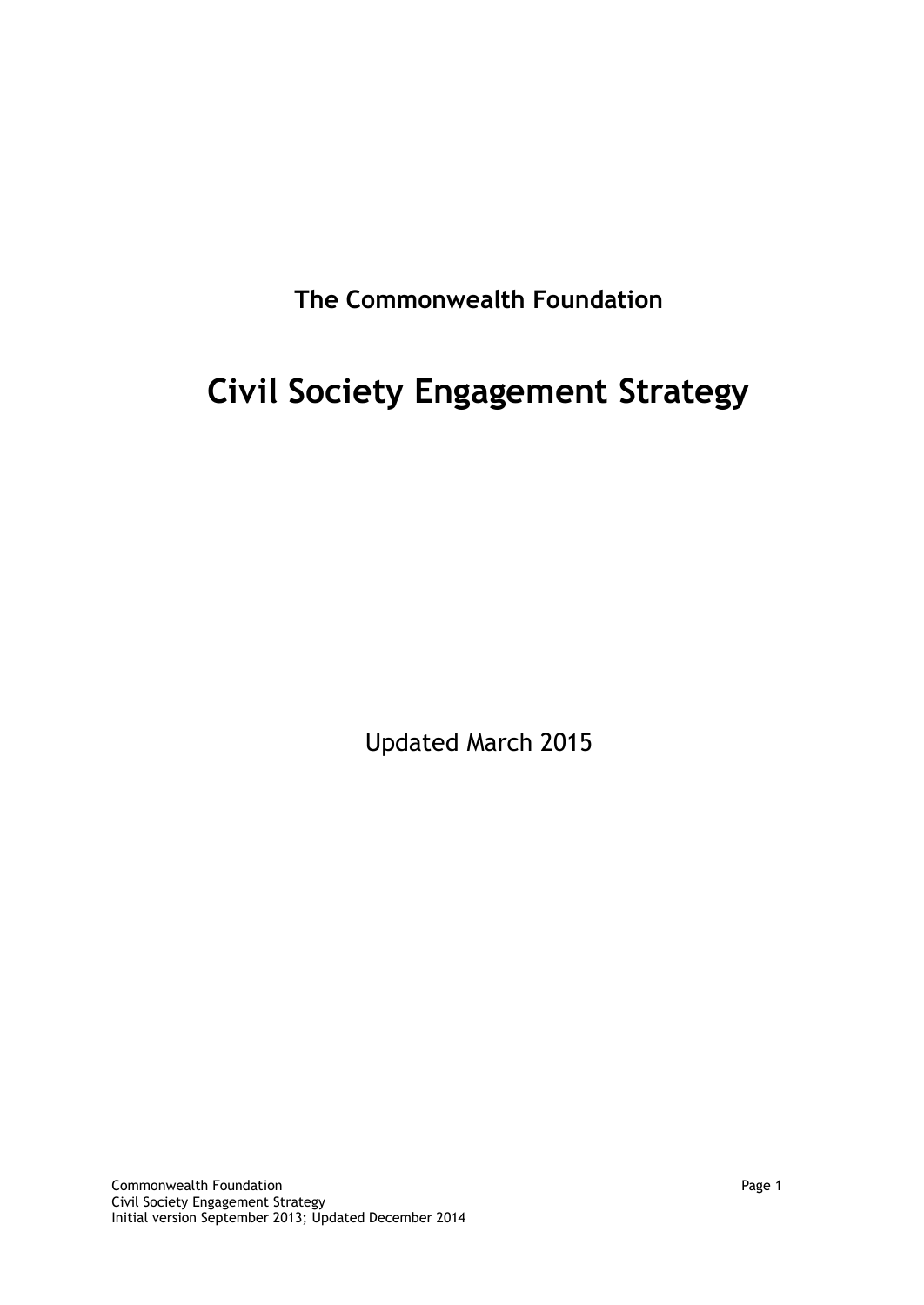**The Commonwealth Foundation**

# Civil Society Engagement Strategy

Updated March 2015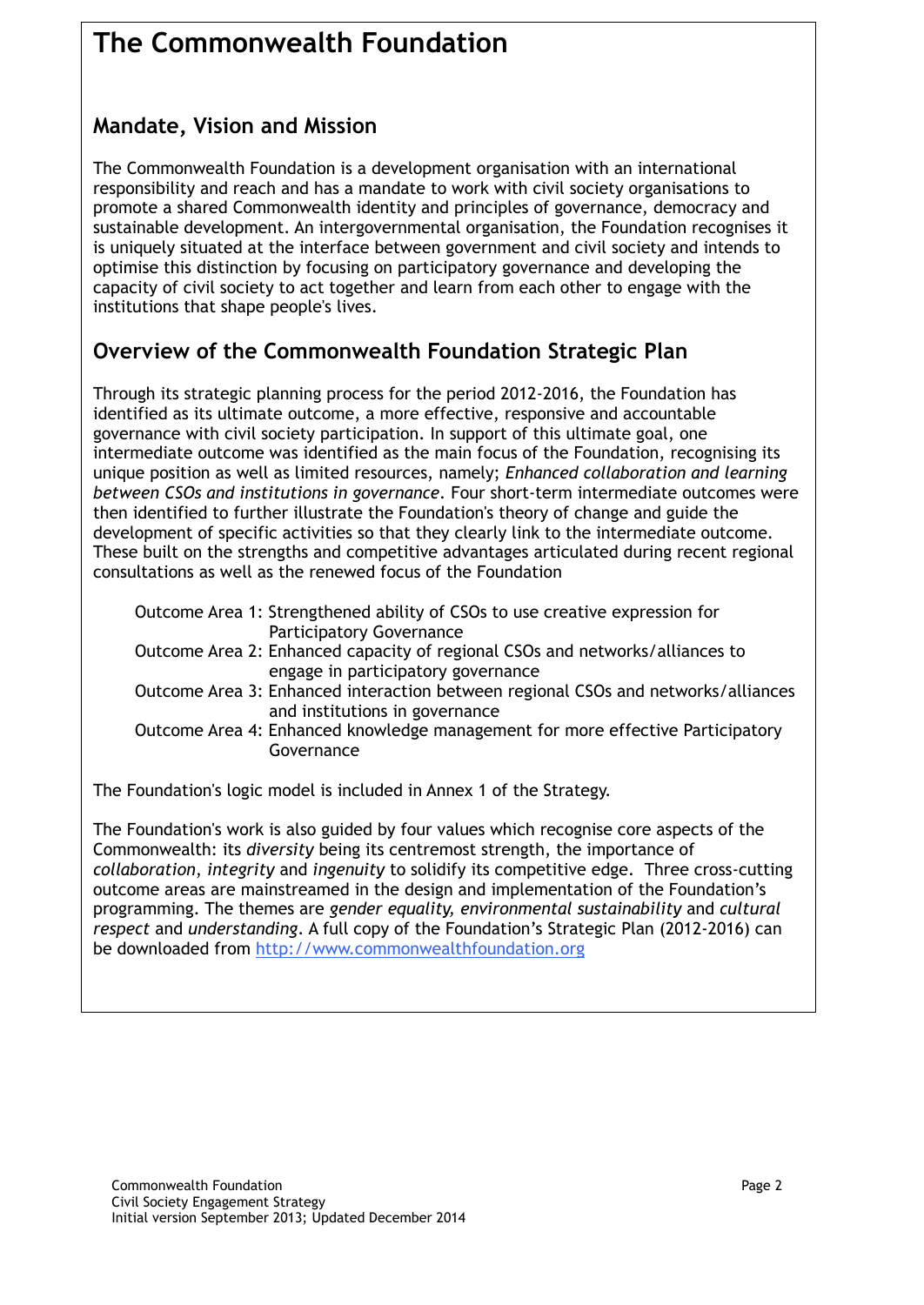# The Commonwealth Foundation

## Mandate, Vision and Mission

The Commonwealth Foundation is a development organisation with an international responsibility and reach and has a mandate to work with civil society organisations to promote a shared Commonwealth identity and principles of governance, democracy and sustainable development. An intergovernmental organisation, the Foundation recognises it is uniquely situated at the interface between government and civil society and intends to optimise this distinction by focusing on participatory governance and developing the capacity of civil society to act together and learn from each other to engage with the institutions that shape people's lives.

## Overview of the Commonwealth Foundation Strategic Plan

Through its strategic planning process for the period 2012-2016, the Foundation has identified as its ultimate outcome, a more effective, responsive and accountable governance with civil society participation. In support of this ultimate goal, one intermediate outcome was identified as the main focus of the Foundation, recognising its unique position as well as limited resources, namely; *Enhanced collaboration and learning between CSOs and institutions in governance*. Four short-term intermediate outcomes were then identified to further illustrate the Foundation's theory of change and guide the development of specific activities so that they clearly link to the intermediate outcome. These built on the strengths and competitive advantages articulated during recent regional consultations as well as the renewed focus of the Foundation

- Outcome Area 1: Strengthened ability of CSOs to use creative expression for Participatory Governance
- Outcome Area 2: Enhanced capacity of regional CSOs and networks/alliances to engage in participatory governance
- Outcome Area 3: Enhanced interaction between regional CSOs and networks/alliances and institutions in governance
- Outcome Area 4: Enhanced knowledge management for more effective Participatory Governance

The Foundation's logic model is included in Annex 1 of the Strategy.

The Foundation's work is also guided by four values which recognise core aspects of the Commonwealth: its *diversity* being its centremost strength, the importance of *collaboration*, *integrity* and *ingenuity* to solidify its competitive edge. Three cross-cutting outcome areas are mainstreamed in the design and implementation of the Foundation's programming. The themes are *gender equality, environmental sustainability* and *cultural respect* and *understanding*. A full copy of the Foundation's Strategic Plan (2012-2016) can be downloaded from http://www.commonwealthfoundation.org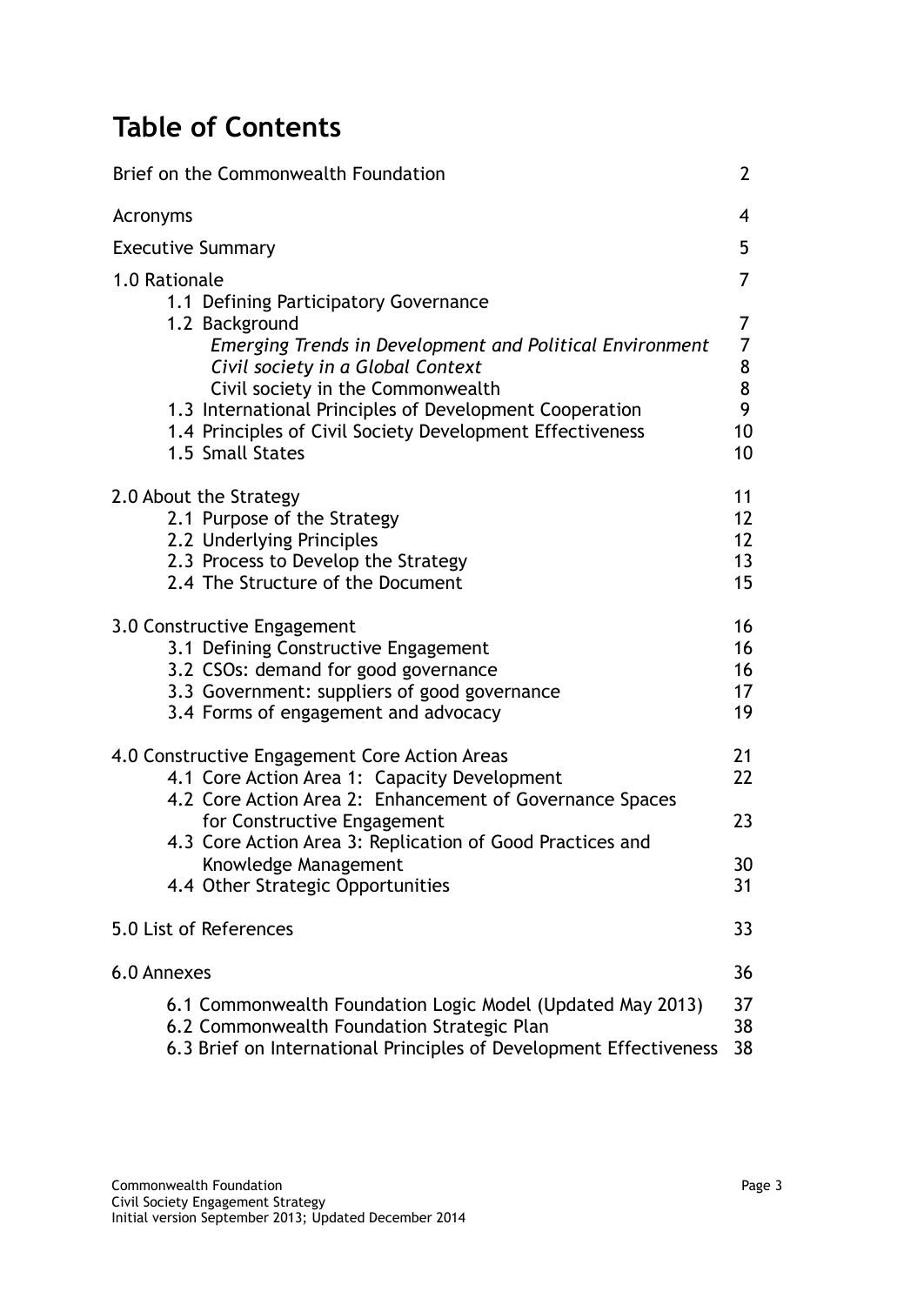# Table of Contents

| | |
|---|---|
| Brief on the Commonwealth Foundation | 2 |
| Acronyms | 4 |
| Executive Summary | 5 |
| 1.0 Rationale | 7 |
| 1.1 Defining Participatory Governance | |
| 1.2 Background | 7 |
| *Emerging Trends in Development and Political Environment* | 7 |
| *Civil society in a Global Context* | 8 |
| Civil society in the Commonwealth | 8 |
| 1.3 International Principles of Development Cooperation | 9 |
| 1.4 Principles of Civil Society Development Effectiveness | 10 |
| 1.5 Small States | 10 |
| 2.0 About the Strategy | 11 |
| 2.1 Purpose of the Strategy | 12 |
| 2.2 Underlying Principles | 12 |
| 2.3 Process to Develop the Strategy | 13 |
| 2.4 The Structure of the Document | 15 |
| 3.0 Constructive Engagement | 16 |
| 3.1 Defining Constructive Engagement | 16 |
| 3.2 CSOs: demand for good governance | 16 |
| 3.3 Government: suppliers of good governance | 17 |
| 3.4 Forms of engagement and advocacy | 19 |
| 4.0 Constructive Engagement Core Action Areas | 21 |
| 4.1 Core Action Area 1: Capacity Development | 22 |
| 4.2 Core Action Area 2: Enhancement of Governance Spaces for Constructive Engagement | 23 |
| 4.3 Core Action Area 3: Replication of Good Practices and Knowledge Management | 30 |
| 4.4 Other Strategic Opportunities | 31 |
| 5.0 List of References | 33 |
| 6.0 Annexes | 36 |
| 6.1 Commonwealth Foundation Logic Model (Updated May 2013) | 37 |
| 6.2 Commonwealth Foundation Strategic Plan | 38 |
| 6.3 Brief on International Principles of Development Effectiveness | 38 |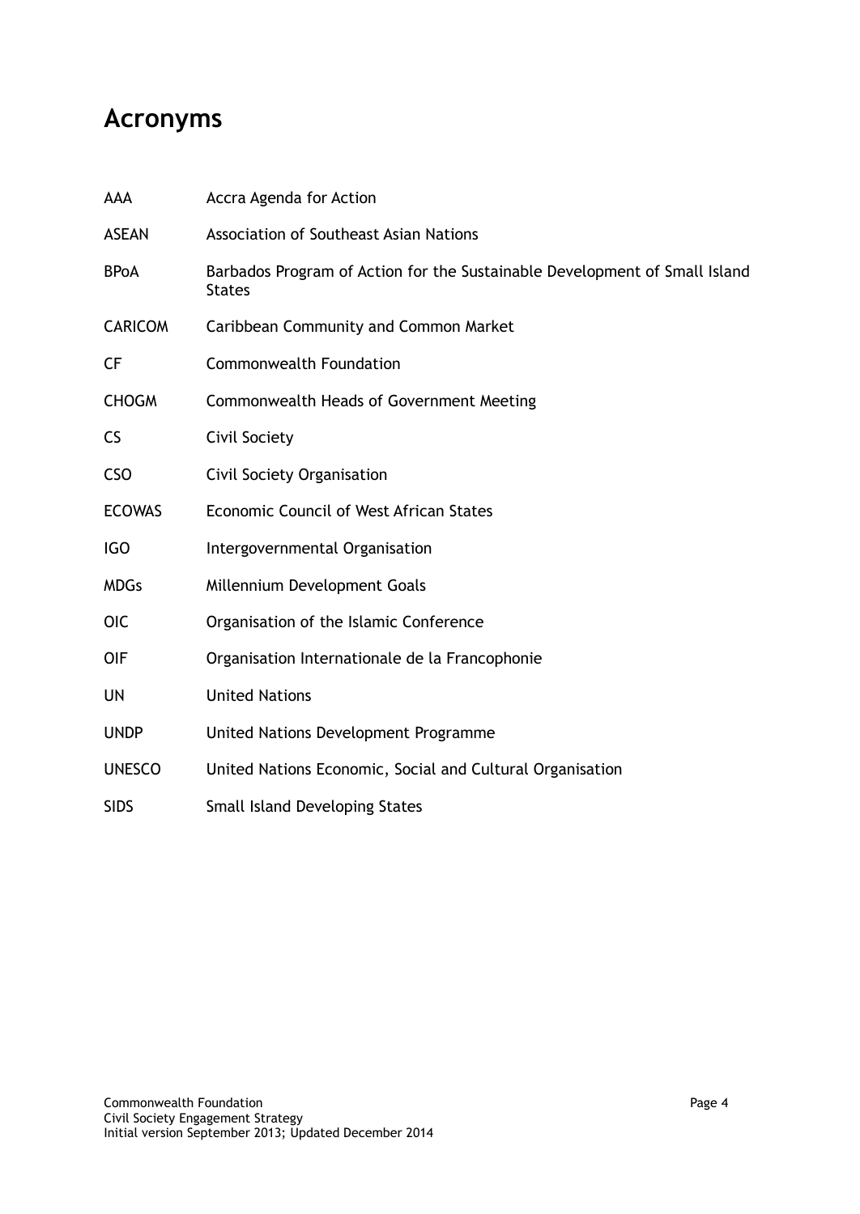# Acronyms

| | |
|---|---|
| AAA | Accra Agenda for Action |
| ASEAN | Association of Southeast Asian Nations |
| BPoA | Barbados Program of Action for the Sustainable Development of Small Island States |
| CARICOM | Caribbean Community and Common Market |
| CF | Commonwealth Foundation |
| CHOGM | Commonwealth Heads of Government Meeting |
| CS | Civil Society |
| CSO | Civil Society Organisation |
| ECOWAS | Economic Council of West African States |
| IGO | Intergovernmental Organisation |
| MDGs | Millennium Development Goals |
| OIC | Organisation of the Islamic Conference |
| OIF | Organisation Internationale de la Francophonie |
| UN | United Nations |
| UNDP | United Nations Development Programme |
| UNESCO | United Nations Economic, Social and Cultural Organisation |
| SIDS | Small Island Developing States |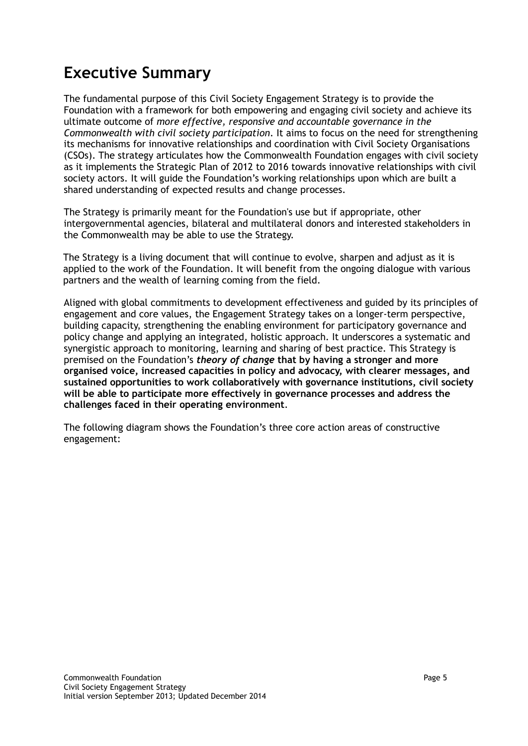# Executive Summary

The fundamental purpose of this Civil Society Engagement Strategy is to provide the Foundation with a framework for both empowering and engaging civil society and achieve its ultimate outcome of *more effective, responsive and accountable governance in the Commonwealth with civil society participation*. It aims to focus on the need for strengthening its mechanisms for innovative relationships and coordination with Civil Society Organisations (CSOs). The strategy articulates how the Commonwealth Foundation engages with civil society as it implements the Strategic Plan of 2012 to 2016 towards innovative relationships with civil society actors. It will guide the Foundation's working relationships upon which are built a shared understanding of expected results and change processes.

The Strategy is primarily meant for the Foundation's use but if appropriate, other intergovernmental agencies, bilateral and multilateral donors and interested stakeholders in the Commonwealth may be able to use the Strategy.

The Strategy is a living document that will continue to evolve, sharpen and adjust as it is applied to the work of the Foundation. It will benefit from the ongoing dialogue with various partners and the wealth of learning coming from the field.

Aligned with global commitments to development effectiveness and guided by its principles of engagement and core values, the Engagement Strategy takes on a longer-term perspective, building capacity, strengthening the enabling environment for participatory governance and policy change and applying an integrated, holistic approach. It underscores a systematic and synergistic approach to monitoring, learning and sharing of best practice. This Strategy is premised on the Foundation's ***theory of change*** **that by having a stronger and more organised voice, increased capacities in policy and advocacy, with clearer messages, and sustained opportunities to work collaboratively with governance institutions, civil society will be able to participate more effectively in governance processes and address the challenges faced in their operating environment**.

The following diagram shows the Foundation's three core action areas of constructive engagement: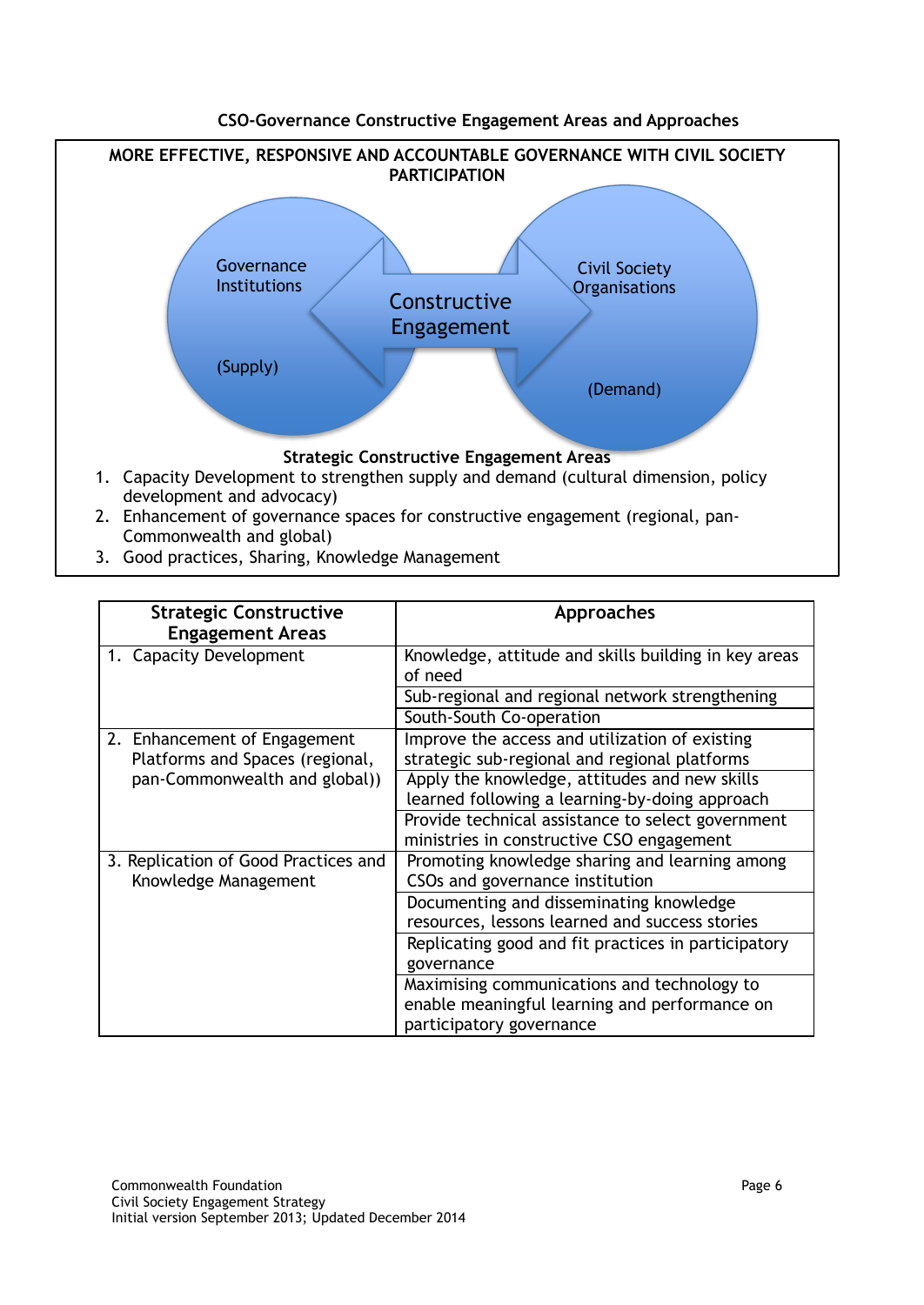**CSO-Governance Constructive Engagement Areas and Approaches**

**MORE EFFECTIVE, RESPONSIVE AND ACCOUNTABLE GOVERNANCE WITH CIVIL SOCIETY PARTICIPATION**

Governance Institutions (Supply) — Constructive Engagement — Civil Society Organisations (Demand)

**Strategic Constructive Engagement Areas**

1. Capacity Development to strengthen supply and demand (cultural dimension, policy development and advocacy)
2. Enhancement of governance spaces for constructive engagement (regional, pan-Commonwealth and global)
3. Good practices, Sharing, Knowledge Management

| Strategic Constructive Engagement Areas | Approaches |
|---|---|
| 1. Capacity Development | Knowledge, attitude and skills building in key areas of need |
| | Sub-regional and regional network strengthening |
| | South-South Co-operation |
| 2. Enhancement of Engagement Platforms and Spaces (regional, pan-Commonwealth and global)) | Improve the access and utilization of existing strategic sub-regional and regional platforms |
| | Apply the knowledge, attitudes and new skills learned following a learning-by-doing approach |
| | Provide technical assistance to select government ministries in constructive CSO engagement |
| 3. Replication of Good Practices and Knowledge Management | Promoting knowledge sharing and learning among CSOs and governance institution |
| | Documenting and disseminating knowledge resources, lessons learned and success stories |
| | Replicating good and fit practices in participatory governance |
| | Maximising communications and technology to enable meaningful learning and performance on participatory governance |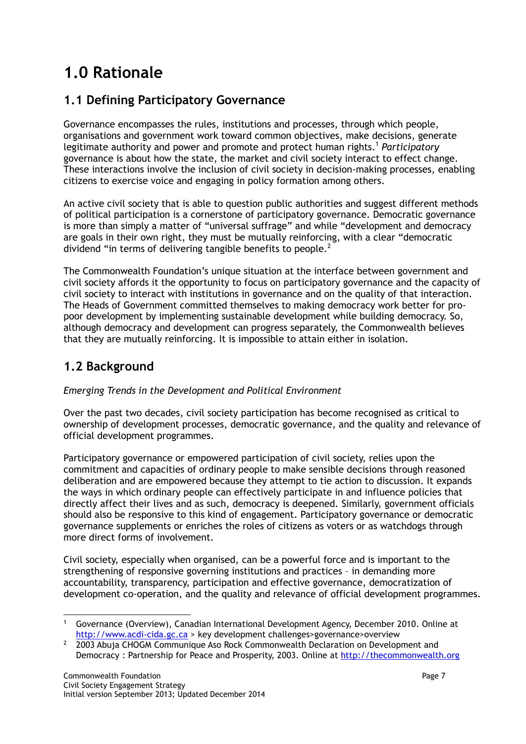# 1.0 Rationale

## 1.1 Defining Participatory Governance

Governance encompasses the rules, institutions and processes, through which people, organisations and government work toward common objectives, make decisions, generate legitimate authority and power and promote and protect human rights.[1] *Participatory* governance is about how the state, the market and civil society interact to effect change. These interactions involve the inclusion of civil society in decision-making processes, enabling citizens to exercise voice and engaging in policy formation among others.

An active civil society that is able to question public authorities and suggest different methods of political participation is a cornerstone of participatory governance. Democratic governance is more than simply a matter of "universal suffrage" and while "development and democracy are goals in their own right, they must be mutually reinforcing, with a clear "democratic dividend "in terms of delivering tangible benefits to people.[2]

The Commonwealth Foundation's unique situation at the interface between government and civil society affords it the opportunity to focus on participatory governance and the capacity of civil society to interact with institutions in governance and on the quality of that interaction. The Heads of Government committed themselves to making democracy work better for pro-poor development by implementing sustainable development while building democracy. So, although democracy and development can progress separately, the Commonwealth believes that they are mutually reinforcing. It is impossible to attain either in isolation.

## 1.2 Background

*Emerging Trends in the Development and Political Environment*

Over the past two decades, civil society participation has become recognised as critical to ownership of development processes, democratic governance, and the quality and relevance of official development programmes.

Participatory governance or empowered participation of civil society, relies upon the commitment and capacities of ordinary people to make sensible decisions through reasoned deliberation and are empowered because they attempt to tie action to discussion. It expands the ways in which ordinary people can effectively participate in and influence policies that directly affect their lives and as such, democracy is deepened. Similarly, government officials should also be responsive to this kind of engagement. Participatory governance or democratic governance supplements or enriches the roles of citizens as voters or as watchdogs through more direct forms of involvement.

Civil society, especially when organised, can be a powerful force and is important to the strengthening of responsive governing institutions and practices – in demanding more accountability, transparency, participation and effective governance, democratization of development co-operation, and the quality and relevance of official development programmes.

---

[1] Governance (Overview), Canadian International Development Agency, December 2010. Online at http://www.acdi-cida.gc.ca > key development challenges>governance>overview

[2] 2003 Abuja CHOGM Communique Aso Rock Commonwealth Declaration on Development and Democracy : Partnership for Peace and Prosperity, 2003. Online at http://thecommonwealth.org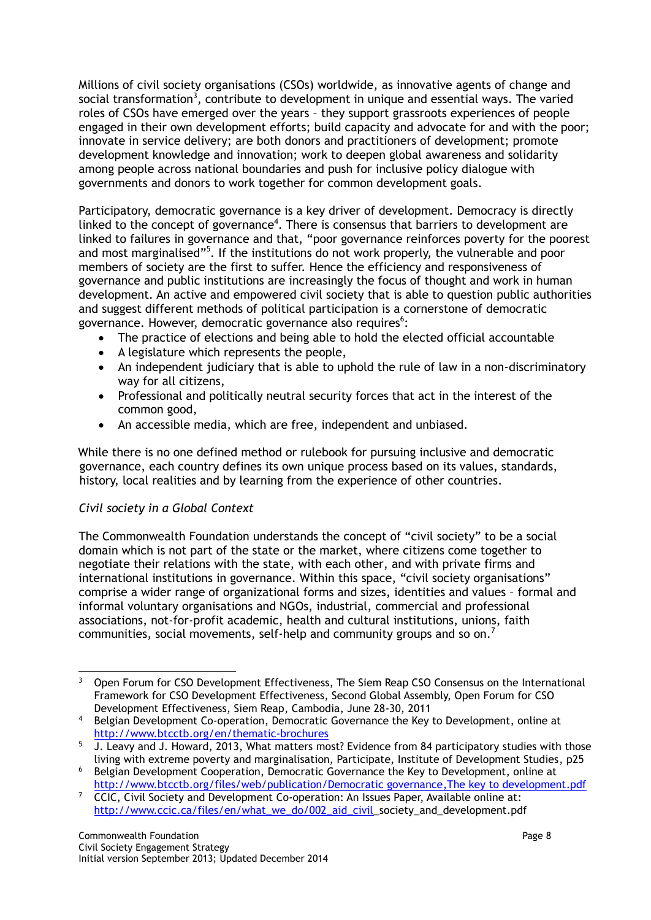Millions of civil society organisations (CSOs) worldwide, as innovative agents of change and social transformation[3], contribute to development in unique and essential ways. The varied roles of CSOs have emerged over the years – they support grassroots experiences of people engaged in their own development efforts; build capacity and advocate for and with the poor; innovate in service delivery; are both donors and practitioners of development; promote development knowledge and innovation; work to deepen global awareness and solidarity among people across national boundaries and push for inclusive policy dialogue with governments and donors to work together for common development goals.

Participatory, democratic governance is a key driver of development. Democracy is directly linked to the concept of governance[4]. There is consensus that barriers to development are linked to failures in governance and that, "poor governance reinforces poverty for the poorest and most marginalised"[5]. If the institutions do not work properly, the vulnerable and poor members of society are the first to suffer. Hence the efficiency and responsiveness of governance and public institutions are increasingly the focus of thought and work in human development. An active and empowered civil society that is able to question public authorities and suggest different methods of political participation is a cornerstone of democratic governance. However, democratic governance also requires[6]:

- The practice of elections and being able to hold the elected official accountable
- A legislature which represents the people,
- An independent judiciary that is able to uphold the rule of law in a non-discriminatory way for all citizens,
- Professional and politically neutral security forces that act in the interest of the common good,
- An accessible media, which are free, independent and unbiased.

While there is no one defined method or rulebook for pursuing inclusive and democratic governance, each country defines its own unique process based on its values, standards, history, local realities and by learning from the experience of other countries.

*Civil society in a Global Context*

The Commonwealth Foundation understands the concept of "civil society" to be a social domain which is not part of the state or the market, where citizens come together to negotiate their relations with the state, with each other, and with private firms and international institutions in governance. Within this space, "civil society organisations" comprise a wider range of organizational forms and sizes, identities and values – formal and informal voluntary organisations and NGOs, industrial, commercial and professional associations, not-for-profit academic, health and cultural institutions, unions, faith communities, social movements, self-help and community groups and so on.[7]

---

[3] Open Forum for CSO Development Effectiveness, The Siem Reap CSO Consensus on the International Framework for CSO Development Effectiveness, Second Global Assembly, Open Forum for CSO Development Effectiveness, Siem Reap, Cambodia, June 28-30, 2011

[4] Belgian Development Co-operation, Democratic Governance the Key to Development, online at http://www.btcctb.org/en/thematic-brochures

[5] J. Leavy and J. Howard, 2013, What matters most? Evidence from 84 participatory studies with those living with extreme poverty and marginalisation, Participate, Institute of Development Studies, p25

[6] Belgian Development Cooperation, Democratic Governance the Key to Development, online at http://www.btcctb.org/files/web/publication/Democratic governance,The key to development.pdf

[7] CCIC, Civil Society and Development Co-operation: An Issues Paper, Available online at: http://www.ccic.ca/files/en/what_we_do/002_aid_civil_society_and_development.pdf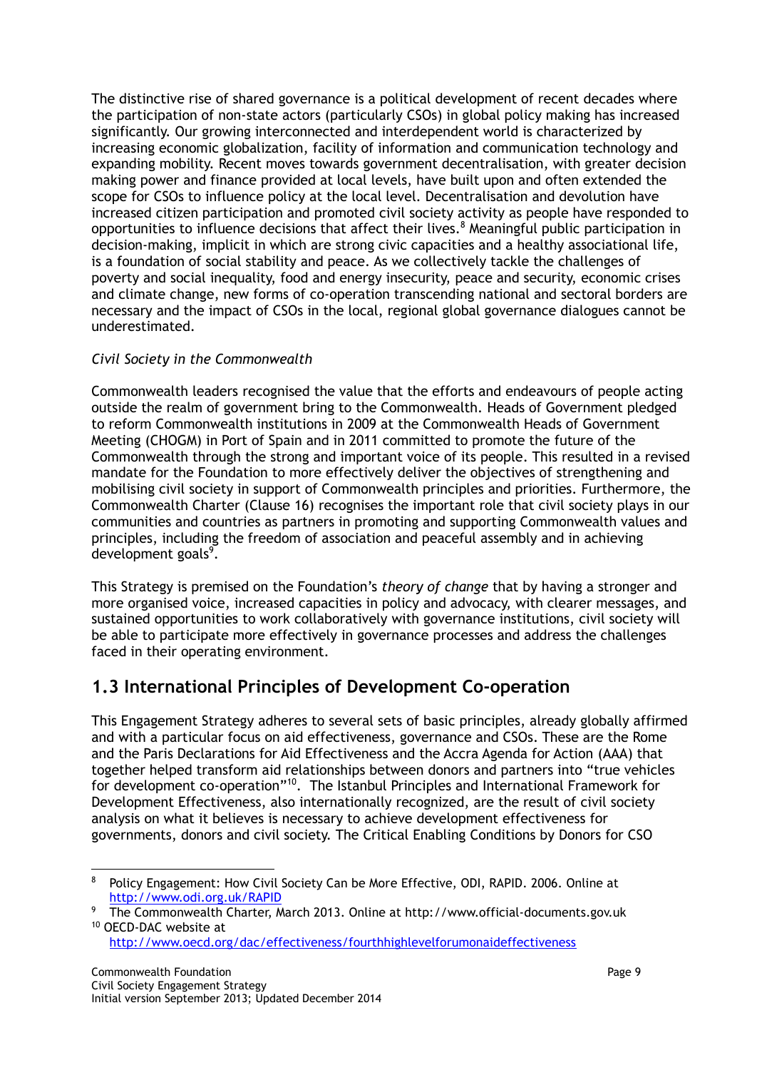The distinctive rise of shared governance is a political development of recent decades where the participation of non-state actors (particularly CSOs) in global policy making has increased significantly. Our growing interconnected and interdependent world is characterized by increasing economic globalization, facility of information and communication technology and expanding mobility. Recent moves towards government decentralisation, with greater decision making power and finance provided at local levels, have built upon and often extended the scope for CSOs to influence policy at the local level. Decentralisation and devolution have increased citizen participation and promoted civil society activity as people have responded to opportunities to influence decisions that affect their lives.[8] Meaningful public participation in decision-making, implicit in which are strong civic capacities and a healthy associational life, is a foundation of social stability and peace. As we collectively tackle the challenges of poverty and social inequality, food and energy insecurity, peace and security, economic crises and climate change, new forms of co-operation transcending national and sectoral borders are necessary and the impact of CSOs in the local, regional global governance dialogues cannot be underestimated.

*Civil Society in the Commonwealth*

Commonwealth leaders recognised the value that the efforts and endeavours of people acting outside the realm of government bring to the Commonwealth. Heads of Government pledged to reform Commonwealth institutions in 2009 at the Commonwealth Heads of Government Meeting (CHOGM) in Port of Spain and in 2011 committed to promote the future of the Commonwealth through the strong and important voice of its people. This resulted in a revised mandate for the Foundation to more effectively deliver the objectives of strengthening and mobilising civil society in support of Commonwealth principles and priorities. Furthermore, the Commonwealth Charter (Clause 16) recognises the important role that civil society plays in our communities and countries as partners in promoting and supporting Commonwealth values and principles, including the freedom of association and peaceful assembly and in achieving development goals[9].

This Strategy is premised on the Foundation's *theory of change* that by having a stronger and more organised voice, increased capacities in policy and advocacy, with clearer messages, and sustained opportunities to work collaboratively with governance institutions, civil society will be able to participate more effectively in governance processes and address the challenges faced in their operating environment.

## 1.3 International Principles of Development Co-operation

This Engagement Strategy adheres to several sets of basic principles, already globally affirmed and with a particular focus on aid effectiveness, governance and CSOs. These are the Rome and the Paris Declarations for Aid Effectiveness and the Accra Agenda for Action (AAA) that together helped transform aid relationships between donors and partners into "true vehicles for development co-operation"[10]. The Istanbul Principles and International Framework for Development Effectiveness, also internationally recognized, are the result of civil society analysis on what it believes is necessary to achieve development effectiveness for governments, donors and civil society. The Critical Enabling Conditions by Donors for CSO

---

[8] Policy Engagement: How Civil Society Can be More Effective, ODI, RAPID. 2006. Online at http://www.odi.org.uk/RAPID

[9] The Commonwealth Charter, March 2013. Online at http://www.official-documents.gov.uk

[10] OECD-DAC website at http://www.oecd.org/dac/effectiveness/fourthhighlevelforumonaideffectiveness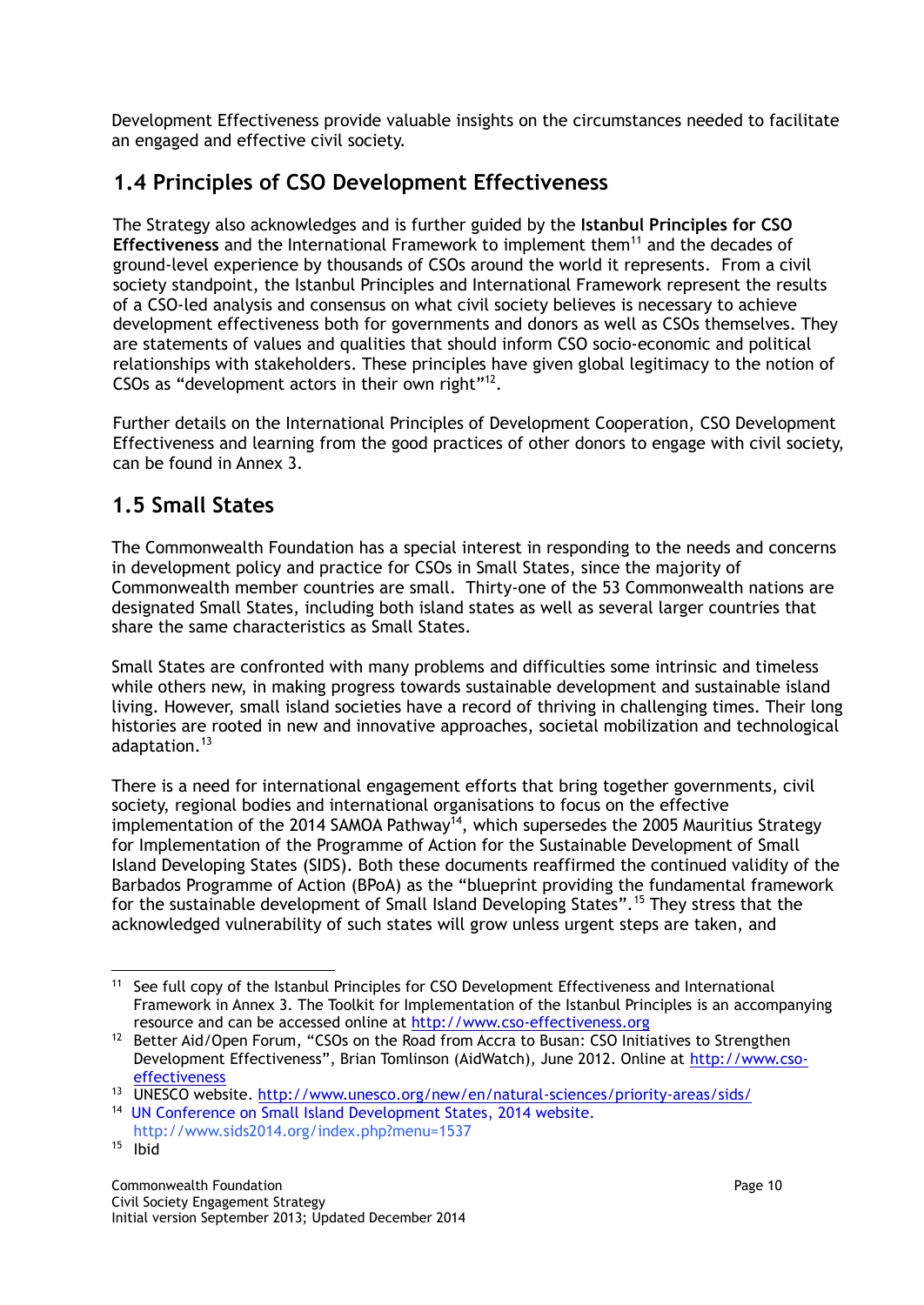Development Effectiveness provide valuable insights on the circumstances needed to facilitate an engaged and effective civil society.

## 1.4 Principles of CSO Development Effectiveness

The Strategy also acknowledges and is further guided by the **Istanbul Principles for CSO Effectiveness** and the International Framework to implement them[11] and the decades of ground-level experience by thousands of CSOs around the world it represents. From a civil society standpoint, the Istanbul Principles and International Framework represent the results of a CSO-led analysis and consensus on what civil society believes is necessary to achieve development effectiveness both for governments and donors as well as CSOs themselves. They are statements of values and qualities that should inform CSO socio-economic and political relationships with stakeholders. These principles have given global legitimacy to the notion of CSOs as "development actors in their own right"[12].

Further details on the International Principles of Development Cooperation, CSO Development Effectiveness and learning from the good practices of other donors to engage with civil society, can be found in Annex 3.

## 1.5 Small States

The Commonwealth Foundation has a special interest in responding to the needs and concerns in development policy and practice for CSOs in Small States, since the majority of Commonwealth member countries are small. Thirty-one of the 53 Commonwealth nations are designated Small States, including both island states as well as several larger countries that share the same characteristics as Small States.

Small States are confronted with many problems and difficulties some intrinsic and timeless while others new, in making progress towards sustainable development and sustainable island living. However, small island societies have a record of thriving in challenging times. Their long histories are rooted in new and innovative approaches, societal mobilization and technological adaptation.[13]

There is a need for international engagement efforts that bring together governments, civil society, regional bodies and international organisations to focus on the effective implementation of the 2014 SAMOA Pathway[14], which supersedes the 2005 Mauritius Strategy for Implementation of the Programme of Action for the Sustainable Development of Small Island Developing States (SIDS). Both these documents reaffirmed the continued validity of the Barbados Programme of Action (BPoA) as the "blueprint providing the fundamental framework for the sustainable development of Small Island Developing States".[15] They stress that the acknowledged vulnerability of such states will grow unless urgent steps are taken, and

---

[11] See full copy of the Istanbul Principles for CSO Development Effectiveness and International Framework in Annex 3. The Toolkit for Implementation of the Istanbul Principles is an accompanying resource and can be accessed online at http://www.cso-effectiveness.org

[12] Better Aid/Open Forum, "CSOs on the Road from Accra to Busan: CSO Initiatives to Strengthen Development Effectiveness", Brian Tomlinson (AidWatch), June 2012. Online at http://www.cso-effectiveness

[13] UNESCO website. http://www.unesco.org/new/en/natural-sciences/priority-areas/sids/

[14] UN Conference on Small Island Development States, 2014 website. http://www.sids2014.org/index.php?menu=1537

[15] Ibid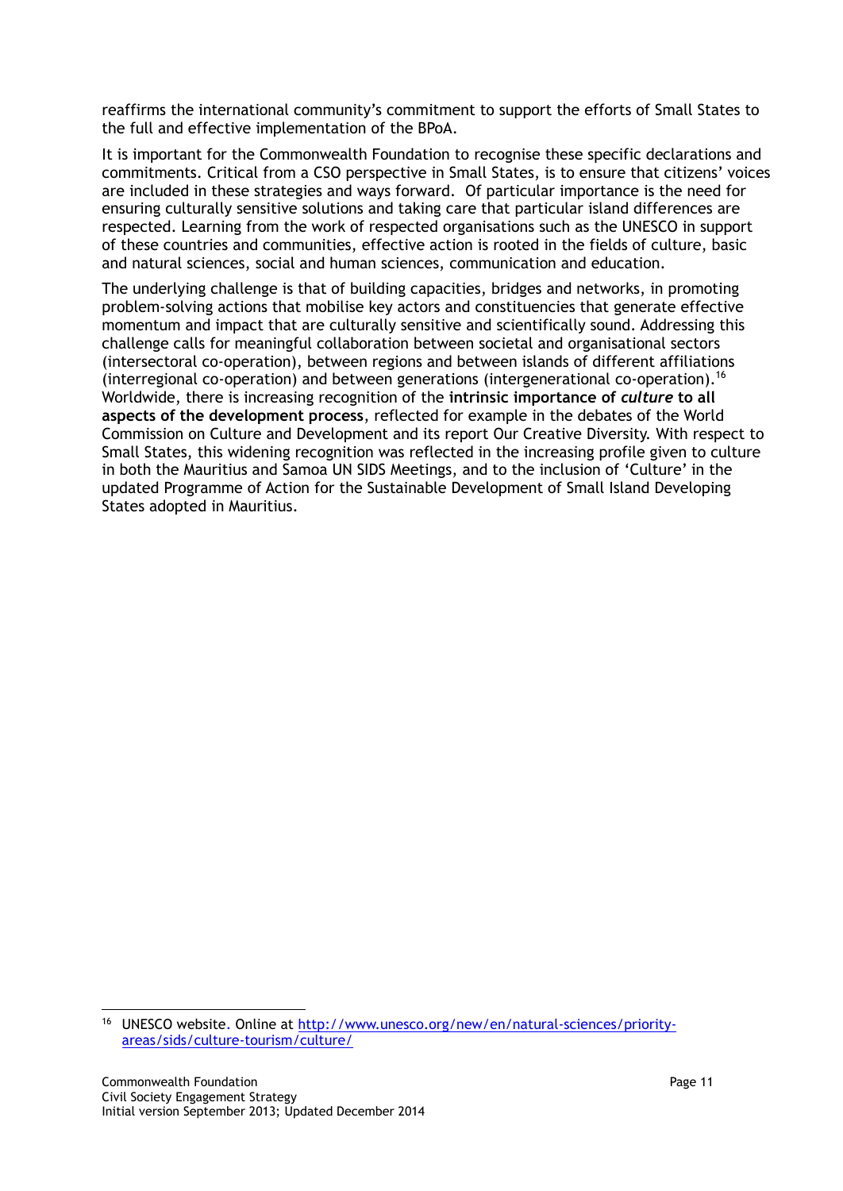reaffirms the international community's commitment to support the efforts of Small States to the full and effective implementation of the BPoA.

It is important for the Commonwealth Foundation to recognise these specific declarations and commitments. Critical from a CSO perspective in Small States, is to ensure that citizens' voices are included in these strategies and ways forward. Of particular importance is the need for ensuring culturally sensitive solutions and taking care that particular island differences are respected. Learning from the work of respected organisations such as the UNESCO in support of these countries and communities, effective action is rooted in the fields of culture, basic and natural sciences, social and human sciences, communication and education.

The underlying challenge is that of building capacities, bridges and networks, in promoting problem-solving actions that mobilise key actors and constituencies that generate effective momentum and impact that are culturally sensitive and scientifically sound. Addressing this challenge calls for meaningful collaboration between societal and organisational sectors (intersectoral co-operation), between regions and between islands of different affiliations (interregional co-operation) and between generations (intergenerational co-operation).[16] Worldwide, there is increasing recognition of the **intrinsic importance of *culture* to all aspects of the development process**, reflected for example in the debates of the World Commission on Culture and Development and its report Our Creative Diversity. With respect to Small States, this widening recognition was reflected in the increasing profile given to culture in both the Mauritius and Samoa UN SIDS Meetings, and to the inclusion of 'Culture' in the updated Programme of Action for the Sustainable Development of Small Island Developing States adopted in Mauritius.

---

[16] UNESCO website. Online at [http://www.unesco.org/new/en/natural-sciences/priority-areas/sids/culture-tourism/culture/](http://www.unesco.org/new/en/natural-sciences/priority-areas/sids/culture-tourism/culture/)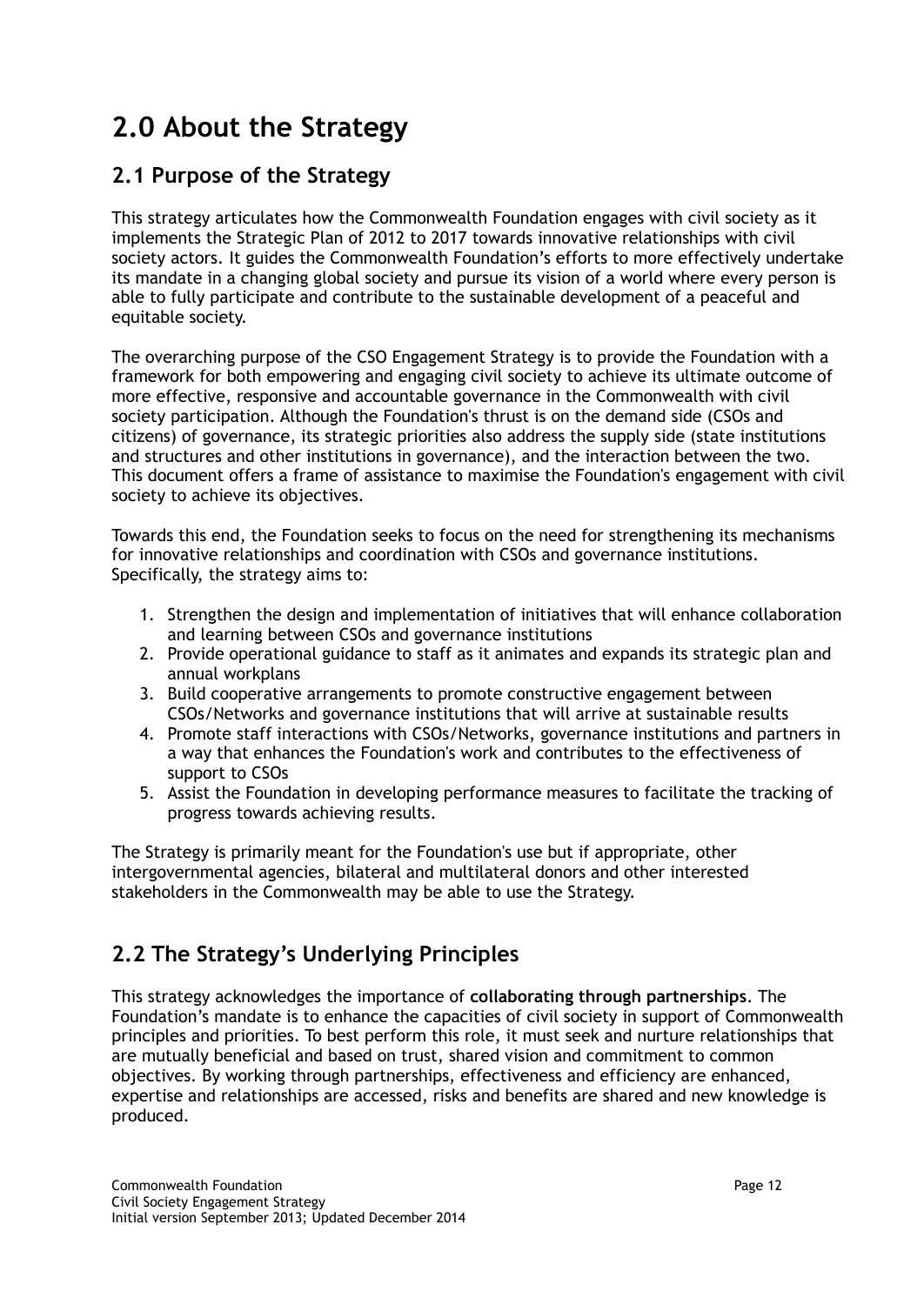# 2.0 About the Strategy

## 2.1 Purpose of the Strategy

This strategy articulates how the Commonwealth Foundation engages with civil society as it implements the Strategic Plan of 2012 to 2017 towards innovative relationships with civil society actors. It guides the Commonwealth Foundation's efforts to more effectively undertake its mandate in a changing global society and pursue its vision of a world where every person is able to fully participate and contribute to the sustainable development of a peaceful and equitable society.

The overarching purpose of the CSO Engagement Strategy is to provide the Foundation with a framework for both empowering and engaging civil society to achieve its ultimate outcome of more effective, responsive and accountable governance in the Commonwealth with civil society participation. Although the Foundation's thrust is on the demand side (CSOs and citizens) of governance, its strategic priorities also address the supply side (state institutions and structures and other institutions in governance), and the interaction between the two. This document offers a frame of assistance to maximise the Foundation's engagement with civil society to achieve its objectives.

Towards this end, the Foundation seeks to focus on the need for strengthening its mechanisms for innovative relationships and coordination with CSOs and governance institutions. Specifically, the strategy aims to:

1. Strengthen the design and implementation of initiatives that will enhance collaboration and learning between CSOs and governance institutions
2. Provide operational guidance to staff as it animates and expands its strategic plan and annual workplans
3. Build cooperative arrangements to promote constructive engagement between CSOs/Networks and governance institutions that will arrive at sustainable results
4. Promote staff interactions with CSOs/Networks, governance institutions and partners in a way that enhances the Foundation's work and contributes to the effectiveness of support to CSOs
5. Assist the Foundation in developing performance measures to facilitate the tracking of progress towards achieving results.

The Strategy is primarily meant for the Foundation's use but if appropriate, other intergovernmental agencies, bilateral and multilateral donors and other interested stakeholders in the Commonwealth may be able to use the Strategy.

## 2.2 The Strategy's Underlying Principles

This strategy acknowledges the importance of **collaborating through partnerships**. The Foundation's mandate is to enhance the capacities of civil society in support of Commonwealth principles and priorities. To best perform this role, it must seek and nurture relationships that are mutually beneficial and based on trust, shared vision and commitment to common objectives. By working through partnerships, effectiveness and efficiency are enhanced, expertise and relationships are accessed, risks and benefits are shared and new knowledge is produced.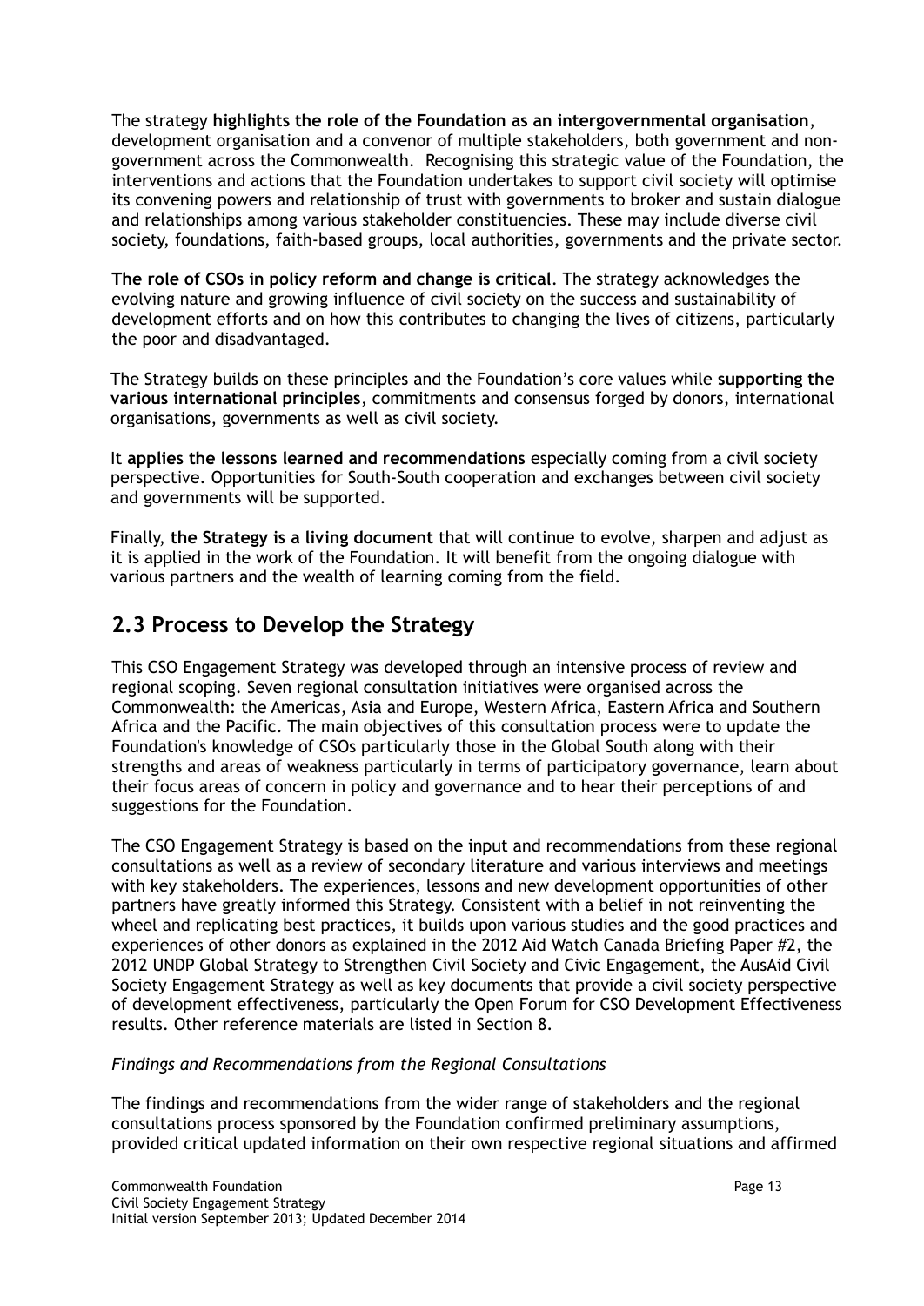The strategy **highlights the role of the Foundation as an intergovernmental organisation**, development organisation and a convenor of multiple stakeholders, both government and non-government across the Commonwealth. Recognising this strategic value of the Foundation, the interventions and actions that the Foundation undertakes to support civil society will optimise its convening powers and relationship of trust with governments to broker and sustain dialogue and relationships among various stakeholder constituencies. These may include diverse civil society, foundations, faith-based groups, local authorities, governments and the private sector.

**The role of CSOs in policy reform and change is critical**. The strategy acknowledges the evolving nature and growing influence of civil society on the success and sustainability of development efforts and on how this contributes to changing the lives of citizens, particularly the poor and disadvantaged.

The Strategy builds on these principles and the Foundation's core values while **supporting the various international principles**, commitments and consensus forged by donors, international organisations, governments as well as civil society.

It **applies the lessons learned and recommendations** especially coming from a civil society perspective. Opportunities for South-South cooperation and exchanges between civil society and governments will be supported.

Finally, **the Strategy is a living document** that will continue to evolve, sharpen and adjust as it is applied in the work of the Foundation. It will benefit from the ongoing dialogue with various partners and the wealth of learning coming from the field.

## 2.3 Process to Develop the Strategy

This CSO Engagement Strategy was developed through an intensive process of review and regional scoping. Seven regional consultation initiatives were organised across the Commonwealth: the Americas, Asia and Europe, Western Africa, Eastern Africa and Southern Africa and the Pacific. The main objectives of this consultation process were to update the Foundation's knowledge of CSOs particularly those in the Global South along with their strengths and areas of weakness particularly in terms of participatory governance, learn about their focus areas of concern in policy and governance and to hear their perceptions of and suggestions for the Foundation.

The CSO Engagement Strategy is based on the input and recommendations from these regional consultations as well as a review of secondary literature and various interviews and meetings with key stakeholders. The experiences, lessons and new development opportunities of other partners have greatly informed this Strategy. Consistent with a belief in not reinventing the wheel and replicating best practices, it builds upon various studies and the good practices and experiences of other donors as explained in the 2012 Aid Watch Canada Briefing Paper #2, the 2012 UNDP Global Strategy to Strengthen Civil Society and Civic Engagement, the AusAid Civil Society Engagement Strategy as well as key documents that provide a civil society perspective of development effectiveness, particularly the Open Forum for CSO Development Effectiveness results. Other reference materials are listed in Section 8.

*Findings and Recommendations from the Regional Consultations*

The findings and recommendations from the wider range of stakeholders and the regional consultations process sponsored by the Foundation confirmed preliminary assumptions, provided critical updated information on their own respective regional situations and affirmed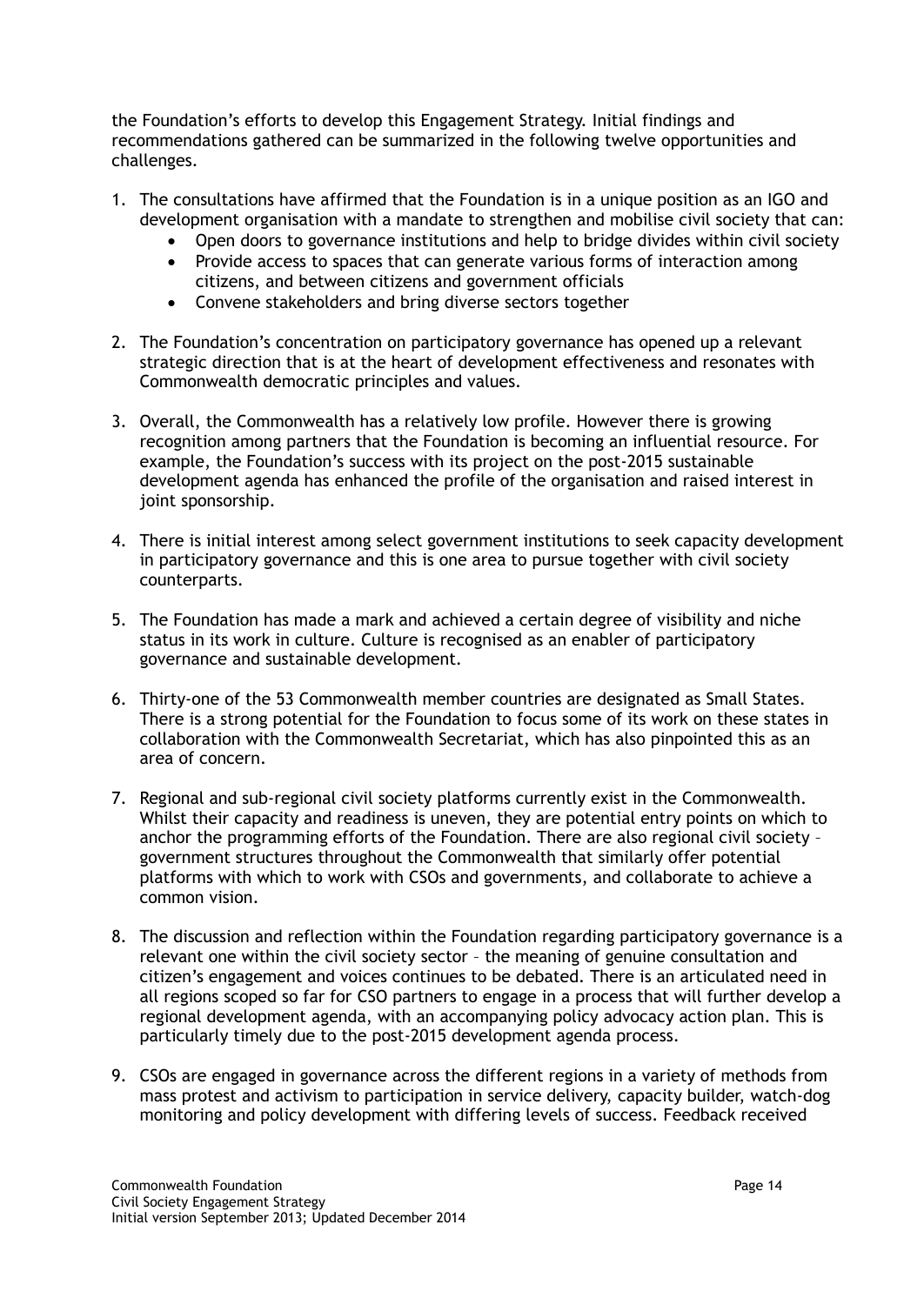the Foundation's efforts to develop this Engagement Strategy. Initial findings and recommendations gathered can be summarized in the following twelve opportunities and challenges.

1. The consultations have affirmed that the Foundation is in a unique position as an IGO and development organisation with a mandate to strengthen and mobilise civil society that can:
    - Open doors to governance institutions and help to bridge divides within civil society
    - Provide access to spaces that can generate various forms of interaction among citizens, and between citizens and government officials
    - Convene stakeholders and bring diverse sectors together

2. The Foundation's concentration on participatory governance has opened up a relevant strategic direction that is at the heart of development effectiveness and resonates with Commonwealth democratic principles and values.

3. Overall, the Commonwealth has a relatively low profile. However there is growing recognition among partners that the Foundation is becoming an influential resource. For example, the Foundation's success with its project on the post-2015 sustainable development agenda has enhanced the profile of the organisation and raised interest in joint sponsorship.

4. There is initial interest among select government institutions to seek capacity development in participatory governance and this is one area to pursue together with civil society counterparts.

5. The Foundation has made a mark and achieved a certain degree of visibility and niche status in its work in culture. Culture is recognised as an enabler of participatory governance and sustainable development.

6. Thirty-one of the 53 Commonwealth member countries are designated as Small States. There is a strong potential for the Foundation to focus some of its work on these states in collaboration with the Commonwealth Secretariat, which has also pinpointed this as an area of concern.

7. Regional and sub-regional civil society platforms currently exist in the Commonwealth. Whilst their capacity and readiness is uneven, they are potential entry points on which to anchor the programming efforts of the Foundation. There are also regional civil society – government structures throughout the Commonwealth that similarly offer potential platforms with which to work with CSOs and governments, and collaborate to achieve a common vision.

8. The discussion and reflection within the Foundation regarding participatory governance is a relevant one within the civil society sector – the meaning of genuine consultation and citizen's engagement and voices continues to be debated. There is an articulated need in all regions scoped so far for CSO partners to engage in a process that will further develop a regional development agenda, with an accompanying policy advocacy action plan. This is particularly timely due to the post-2015 development agenda process.

9. CSOs are engaged in governance across the different regions in a variety of methods from mass protest and activism to participation in service delivery, capacity builder, watch-dog monitoring and policy development with differing levels of success. Feedback received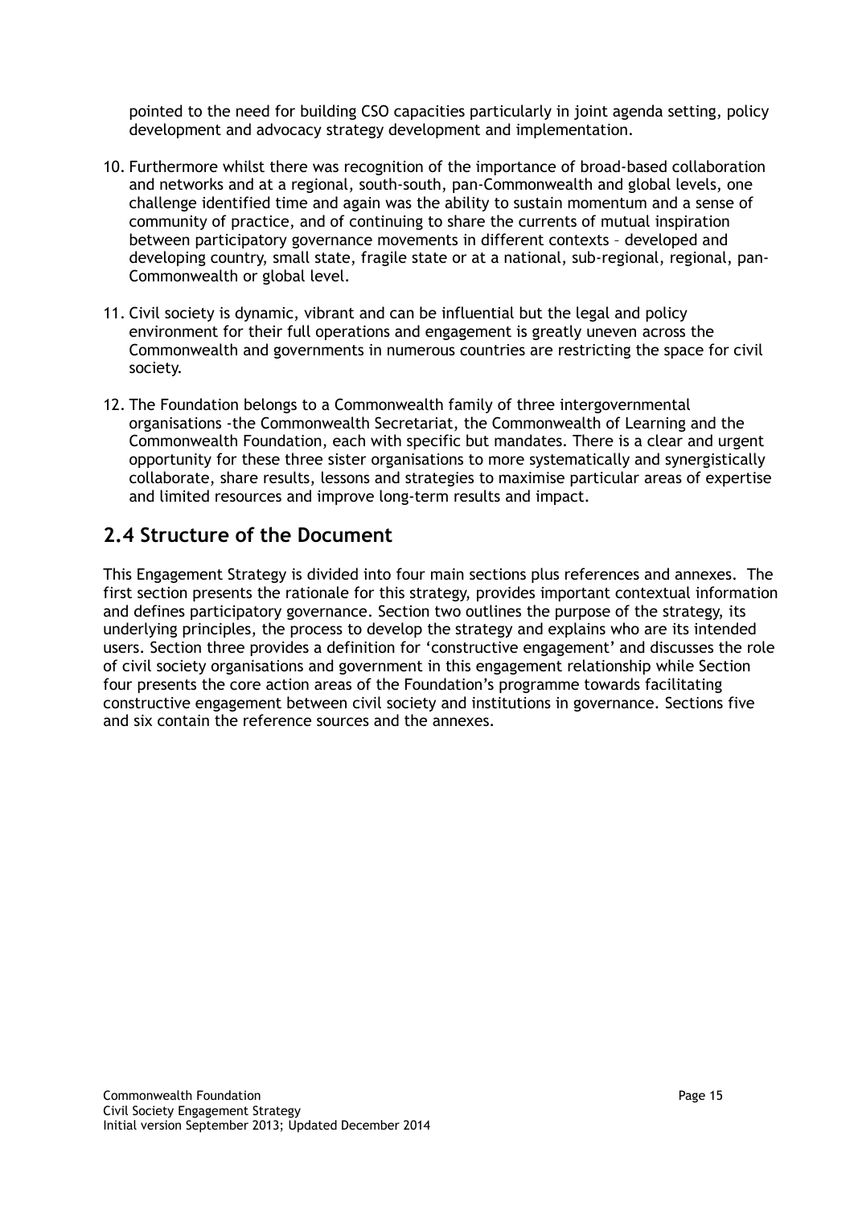pointed to the need for building CSO capacities particularly in joint agenda setting, policy development and advocacy strategy development and implementation.

10. Furthermore whilst there was recognition of the importance of broad-based collaboration and networks and at a regional, south-south, pan-Commonwealth and global levels, one challenge identified time and again was the ability to sustain momentum and a sense of community of practice, and of continuing to share the currents of mutual inspiration between participatory governance movements in different contexts – developed and developing country, small state, fragile state or at a national, sub-regional, regional, pan-Commonwealth or global level.

11. Civil society is dynamic, vibrant and can be influential but the legal and policy environment for their full operations and engagement is greatly uneven across the Commonwealth and governments in numerous countries are restricting the space for civil society.

12. The Foundation belongs to a Commonwealth family of three intergovernmental organisations -the Commonwealth Secretariat, the Commonwealth of Learning and the Commonwealth Foundation, each with specific but mandates. There is a clear and urgent opportunity for these three sister organisations to more systematically and synergistically collaborate, share results, lessons and strategies to maximise particular areas of expertise and limited resources and improve long-term results and impact.

## 2.4 Structure of the Document

This Engagement Strategy is divided into four main sections plus references and annexes. The first section presents the rationale for this strategy, provides important contextual information and defines participatory governance. Section two outlines the purpose of the strategy, its underlying principles, the process to develop the strategy and explains who are its intended users. Section three provides a definition for 'constructive engagement' and discusses the role of civil society organisations and government in this engagement relationship while Section four presents the core action areas of the Foundation's programme towards facilitating constructive engagement between civil society and institutions in governance. Sections five and six contain the reference sources and the annexes.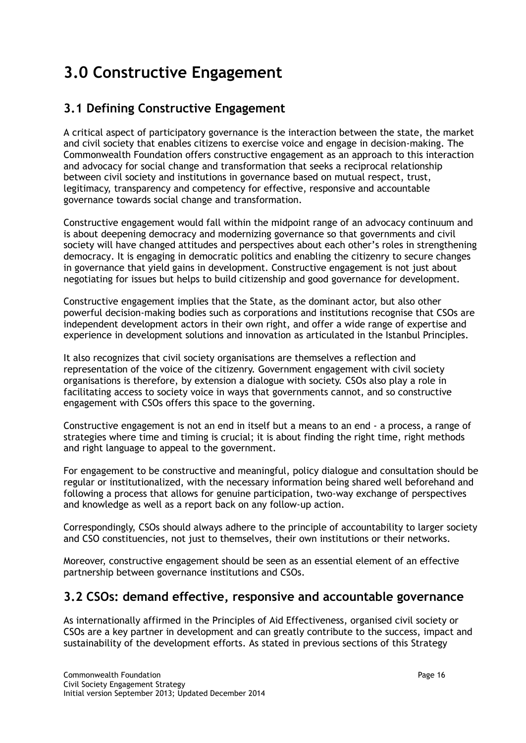# 3.0 Constructive Engagement

## 3.1 Defining Constructive Engagement

A critical aspect of participatory governance is the interaction between the state, the market and civil society that enables citizens to exercise voice and engage in decision-making. The Commonwealth Foundation offers constructive engagement as an approach to this interaction and advocacy for social change and transformation that seeks a reciprocal relationship between civil society and institutions in governance based on mutual respect, trust, legitimacy, transparency and competency for effective, responsive and accountable governance towards social change and transformation.

Constructive engagement would fall within the midpoint range of an advocacy continuum and is about deepening democracy and modernizing governance so that governments and civil society will have changed attitudes and perspectives about each other's roles in strengthening democracy. It is engaging in democratic politics and enabling the citizenry to secure changes in governance that yield gains in development. Constructive engagement is not just about negotiating for issues but helps to build citizenship and good governance for development.

Constructive engagement implies that the State, as the dominant actor, but also other powerful decision-making bodies such as corporations and institutions recognise that CSOs are independent development actors in their own right, and offer a wide range of expertise and experience in development solutions and innovation as articulated in the Istanbul Principles.

It also recognizes that civil society organisations are themselves a reflection and representation of the voice of the citizenry. Government engagement with civil society organisations is therefore, by extension a dialogue with society. CSOs also play a role in facilitating access to society voice in ways that governments cannot, and so constructive engagement with CSOs offers this space to the governing.

Constructive engagement is not an end in itself but a means to an end - a process, a range of strategies where time and timing is crucial; it is about finding the right time, right methods and right language to appeal to the government.

For engagement to be constructive and meaningful, policy dialogue and consultation should be regular or institutionalized, with the necessary information being shared well beforehand and following a process that allows for genuine participation, two-way exchange of perspectives and knowledge as well as a report back on any follow-up action.

Correspondingly, CSOs should always adhere to the principle of accountability to larger society and CSO constituencies, not just to themselves, their own institutions or their networks.

Moreover, constructive engagement should be seen as an essential element of an effective partnership between governance institutions and CSOs.

## 3.2 CSOs: demand effective, responsive and accountable governance

As internationally affirmed in the Principles of Aid Effectiveness, organised civil society or CSOs are a key partner in development and can greatly contribute to the success, impact and sustainability of the development efforts. As stated in previous sections of this Strategy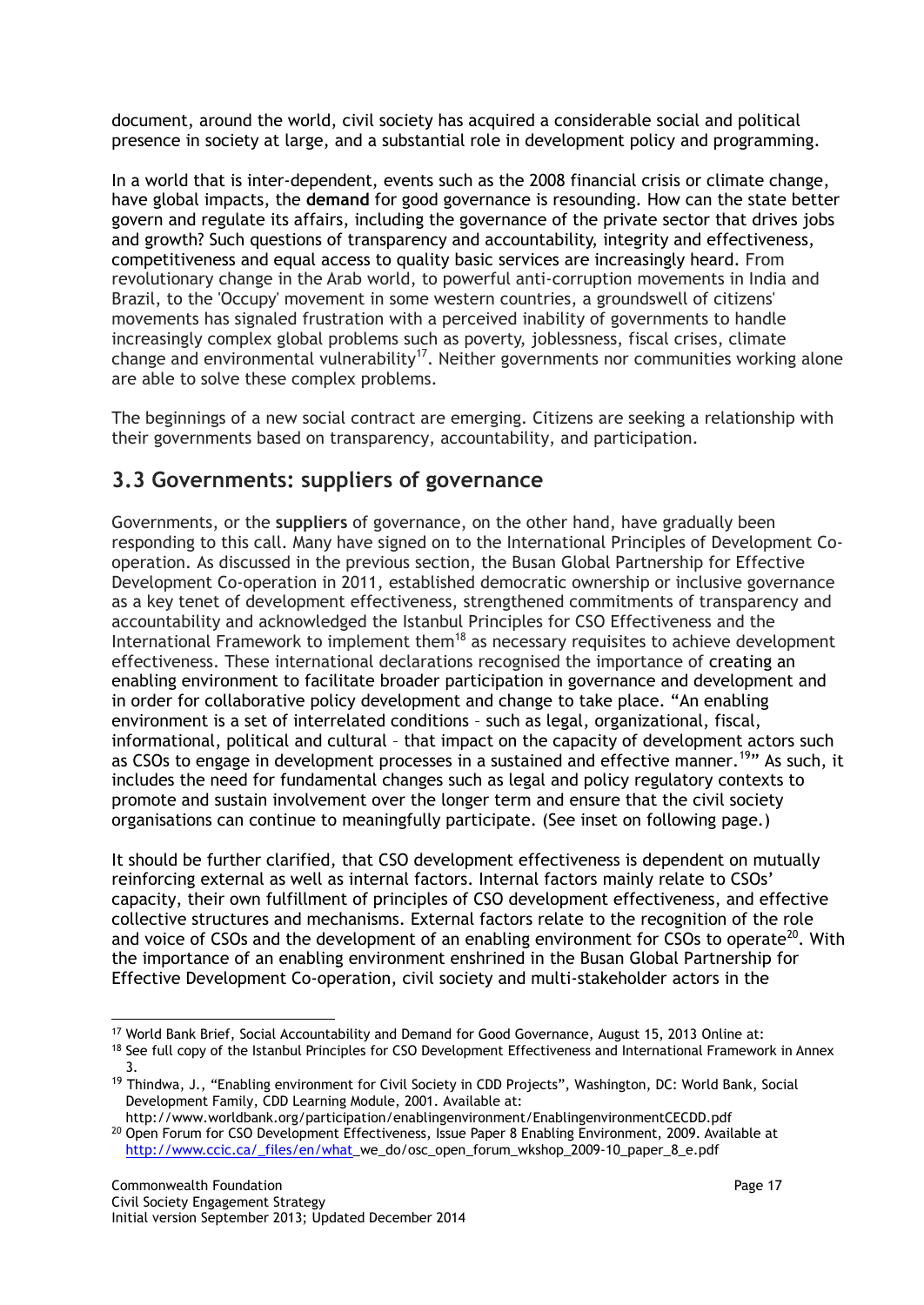document, around the world, civil society has acquired a considerable social and political presence in society at large, and a substantial role in development policy and programming.

In a world that is inter-dependent, events such as the 2008 financial crisis or climate change, have global impacts, the **demand** for good governance is resounding. How can the state better govern and regulate its affairs, including the governance of the private sector that drives jobs and growth? Such questions of transparency and accountability, integrity and effectiveness, competitiveness and equal access to quality basic services are increasingly heard. From revolutionary change in the Arab world, to powerful anti-corruption movements in India and Brazil, to the 'Occupy' movement in some western countries, a groundswell of citizens' movements has signaled frustration with a perceived inability of governments to handle increasingly complex global problems such as poverty, joblessness, fiscal crises, climate change and environmental vulnerability[17]. Neither governments nor communities working alone are able to solve these complex problems.

The beginnings of a new social contract are emerging. Citizens are seeking a relationship with their governments based on transparency, accountability, and participation.

## 3.3 Governments: suppliers of governance

Governments, or the **suppliers** of governance, on the other hand, have gradually been responding to this call. Many have signed on to the International Principles of Development Co-operation. As discussed in the previous section, the Busan Global Partnership for Effective Development Co-operation in 2011, established democratic ownership or inclusive governance as a key tenet of development effectiveness, strengthened commitments of transparency and accountability and acknowledged the Istanbul Principles for CSO Effectiveness and the International Framework to implement them[18] as necessary requisites to achieve development effectiveness. These international declarations recognised the importance of creating an enabling environment to facilitate broader participation in governance and development and in order for collaborative policy development and change to take place. "An enabling environment is a set of interrelated conditions – such as legal, organizational, fiscal, informational, political and cultural – that impact on the capacity of development actors such as CSOs to engage in development processes in a sustained and effective manner.[19]" As such, it includes the need for fundamental changes such as legal and policy regulatory contexts to promote and sustain involvement over the longer term and ensure that the civil society organisations can continue to meaningfully participate. (See inset on following page.)

It should be further clarified, that CSO development effectiveness is dependent on mutually reinforcing external as well as internal factors. Internal factors mainly relate to CSOs' capacity, their own fulfillment of principles of CSO development effectiveness, and effective collective structures and mechanisms. External factors relate to the recognition of the role and voice of CSOs and the development of an enabling environment for CSOs to operate[20]. With the importance of an enabling environment enshrined in the Busan Global Partnership for Effective Development Co-operation, civil society and multi-stakeholder actors in the

---

[17] World Bank Brief, Social Accountability and Demand for Good Governance, August 15, 2013 Online at:

[18] See full copy of the Istanbul Principles for CSO Development Effectiveness and International Framework in Annex 3.

[19] Thindwa, J., "Enabling environment for Civil Society in CDD Projects", Washington, DC: World Bank, Social Development Family, CDD Learning Module, 2001. Available at: http://www.worldbank.org/participation/enablingenvironment/EnablingenvironmentCECDD.pdf

[20] Open Forum for CSO Development Effectiveness, Issue Paper 8 Enabling Environment, 2009. Available at http://www.ccic.ca/_files/en/what_we_do/osc_open_forum_wkshop_2009-10_paper_8_e.pdf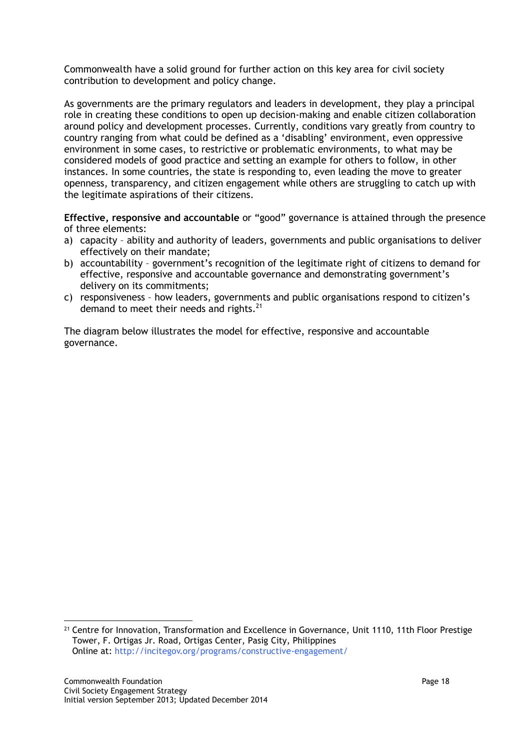Commonwealth have a solid ground for further action on this key area for civil society contribution to development and policy change.

As governments are the primary regulators and leaders in development, they play a principal role in creating these conditions to open up decision-making and enable citizen collaboration around policy and development processes. Currently, conditions vary greatly from country to country ranging from what could be defined as a 'disabling' environment, even oppressive environment in some cases, to restrictive or problematic environments, to what may be considered models of good practice and setting an example for others to follow, in other instances. In some countries, the state is responding to, even leading the move to greater openness, transparency, and citizen engagement while others are struggling to catch up with the legitimate aspirations of their citizens.

**Effective, responsive and accountable** or "good" governance is attained through the presence of three elements:

a) capacity – ability and authority of leaders, governments and public organisations to deliver effectively on their mandate;
b) accountability – government's recognition of the legitimate right of citizens to demand for effective, responsive and accountable governance and demonstrating government's delivery on its commitments;
c) responsiveness – how leaders, governments and public organisations respond to citizen's demand to meet their needs and rights.[21]

The diagram below illustrates the model for effective, responsive and accountable governance.

[21] Centre for Innovation, Transformation and Excellence in Governance, Unit 1110, 11th Floor Prestige Tower, F. Ortigas Jr. Road, Ortigas Center, Pasig City, Philippines
Online at: http://incitegov.org/programs/constructive-engagement/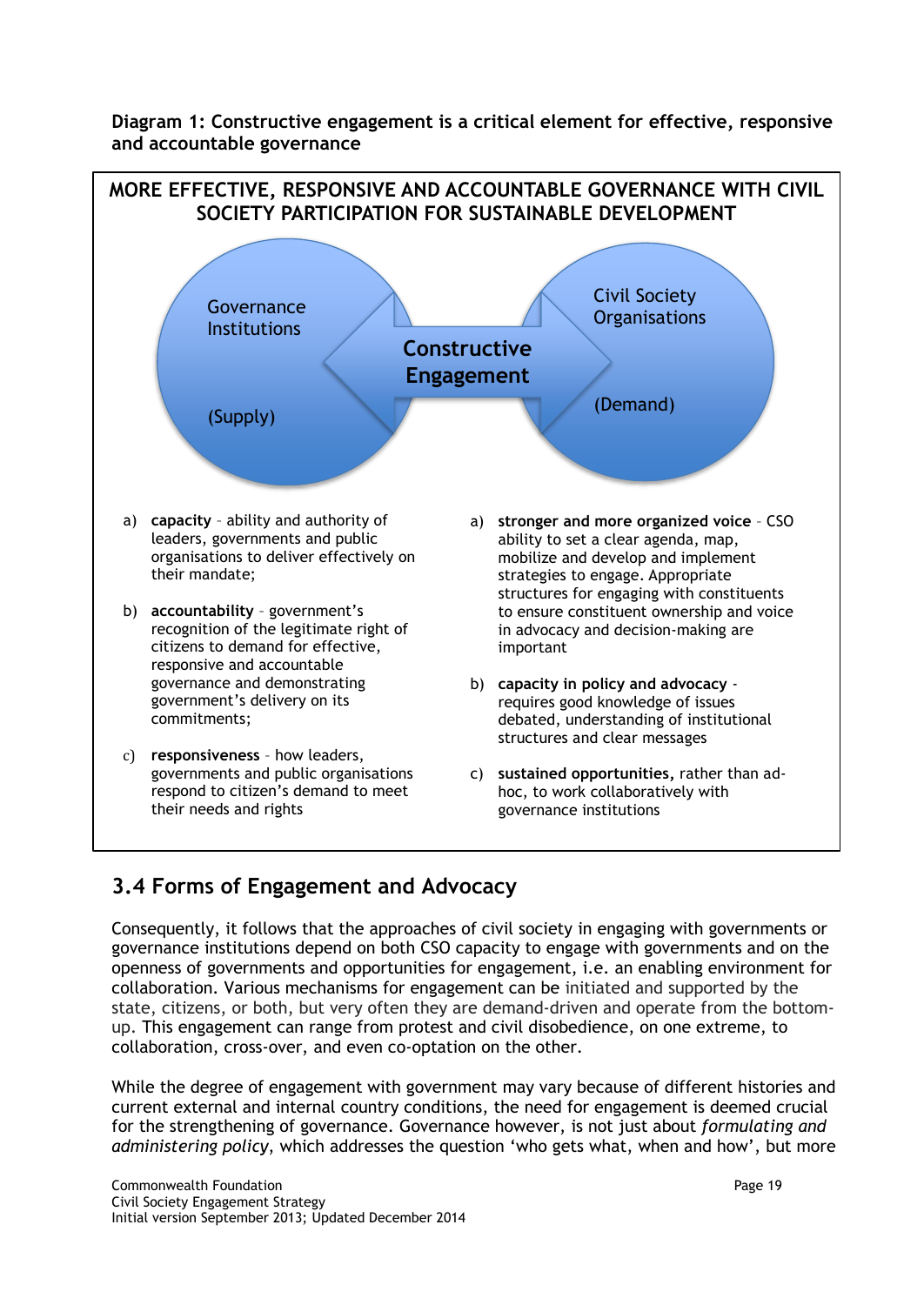**Diagram 1: Constructive engagement is a critical element for effective, responsive and accountable governance**

MORE EFFECTIVE, RESPONSIVE AND ACCOUNTABLE GOVERNANCE WITH CIVIL SOCIETY PARTICIPATION FOR SUSTAINABLE DEVELOPMENT

Governance Institutions (Supply) — Constructive Engagement — Civil Society Organisations (Demand)

**Governance Institutions (Supply)**

a) **capacity** – ability and authority of leaders, governments and public organisations to deliver effectively on their mandate;

b) **accountability** – government's recognition of the legitimate right of citizens to demand for effective, responsive and accountable governance and demonstrating government's delivery on its commitments;

c) **responsiveness** – how leaders, governments and public organisations respond to citizen's demand to meet their needs and rights

**Civil Society Organisations (Demand)**

a) **stronger and more organized voice** – CSO ability to set a clear agenda, map, mobilize and develop and implement strategies to engage. Appropriate structures for engaging with constituents to ensure constituent ownership and voice in advocacy and decision-making are important

b) **capacity in policy and advocacy** - requires good knowledge of issues debated, understanding of institutional structures and clear messages

c) **sustained opportunities,** rather than ad-hoc, to work collaboratively with governance institutions

## 3.4 Forms of Engagement and Advocacy

Consequently, it follows that the approaches of civil society in engaging with governments or governance institutions depend on both CSO capacity to engage with governments and on the openness of governments and opportunities for engagement, i.e. an enabling environment for collaboration. Various mechanisms for engagement can be initiated and supported by the state, citizens, or both, but very often they are demand-driven and operate from the bottom-up. This engagement can range from protest and civil disobedience, on one extreme, to collaboration, cross-over, and even co-optation on the other.

While the degree of engagement with government may vary because of different histories and current external and internal country conditions, the need for engagement is deemed crucial for the strengthening of governance. Governance however, is not just about *formulating and administering policy*, which addresses the question 'who gets what, when and how', but more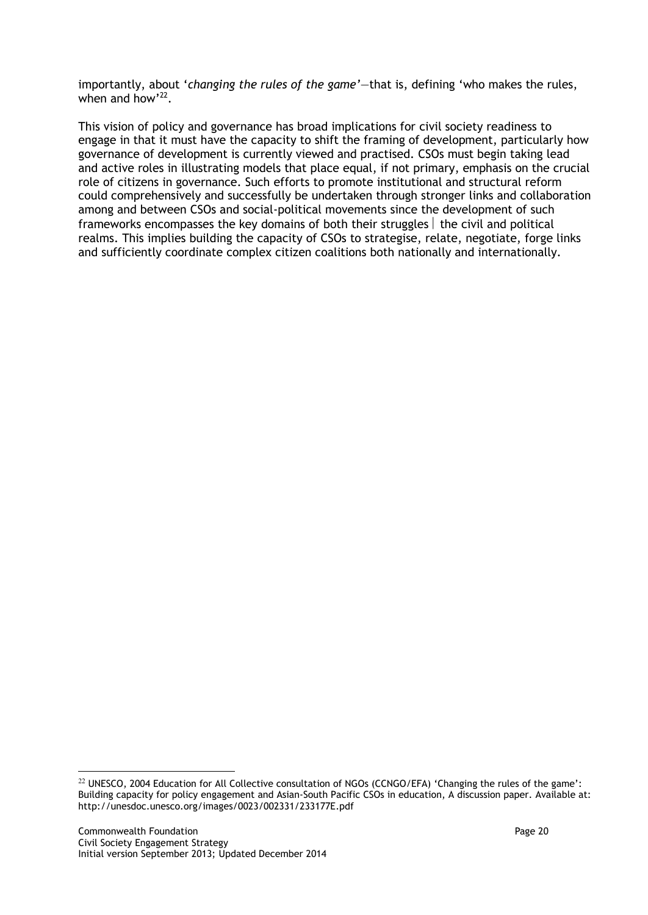importantly, about '*changing the rules of the game'*—that is, defining 'who makes the rules, when and how'[22].

This vision of policy and governance has broad implications for civil society readiness to engage in that it must have the capacity to shift the framing of development, particularly how governance of development is currently viewed and practised. CSOs must begin taking lead and active roles in illustrating models that place equal, if not primary, emphasis on the crucial role of citizens in governance. Such efforts to promote institutional and structural reform could comprehensively and successfully be undertaken through stronger links and collaboration among and between CSOs and social-political movements since the development of such frameworks encompasses the key domains of both their struggles | the civil and political realms. This implies building the capacity of CSOs to strategise, relate, negotiate, forge links and sufficiently coordinate complex citizen coalitions both nationally and internationally.

[22] UNESCO, 2004 Education for All Collective consultation of NGOs (CCNGO/EFA) 'Changing the rules of the game': Building capacity for policy engagement and Asian-South Pacific CSOs in education, A discussion paper. Available at: http://unesdoc.unesco.org/images/0023/002331/233177E.pdf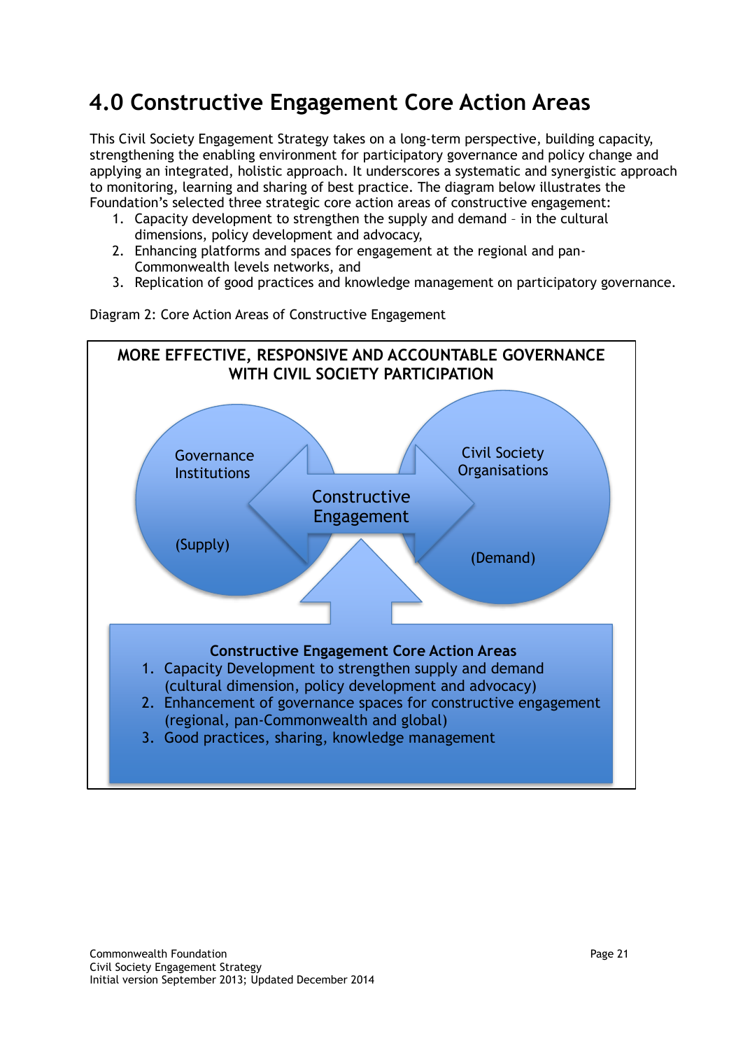# 4.0 Constructive Engagement Core Action Areas

This Civil Society Engagement Strategy takes on a long-term perspective, building capacity, strengthening the enabling environment for participatory governance and policy change and applying an integrated, holistic approach. It underscores a systematic and synergistic approach to monitoring, learning and sharing of best practice. The diagram below illustrates the Foundation's selected three strategic core action areas of constructive engagement:

1. Capacity development to strengthen the supply and demand – in the cultural dimensions, policy development and advocacy,
2. Enhancing platforms and spaces for engagement at the regional and pan-Commonwealth levels networks, and
3. Replication of good practices and knowledge management on participatory governance.

Diagram 2: Core Action Areas of Constructive Engagement

**MORE EFFECTIVE, RESPONSIVE AND ACCOUNTABLE GOVERNANCE WITH CIVIL SOCIETY PARTICIPATION**

Governance Institutions (Supply)

Constructive Engagement

Civil Society Organisations (Demand)

**Constructive Engagement Core Action Areas**

1. Capacity Development to strengthen supply and demand (cultural dimension, policy development and advocacy)
2. Enhancement of governance spaces for constructive engagement (regional, pan-Commonwealth and global)
3. Good practices, sharing, knowledge management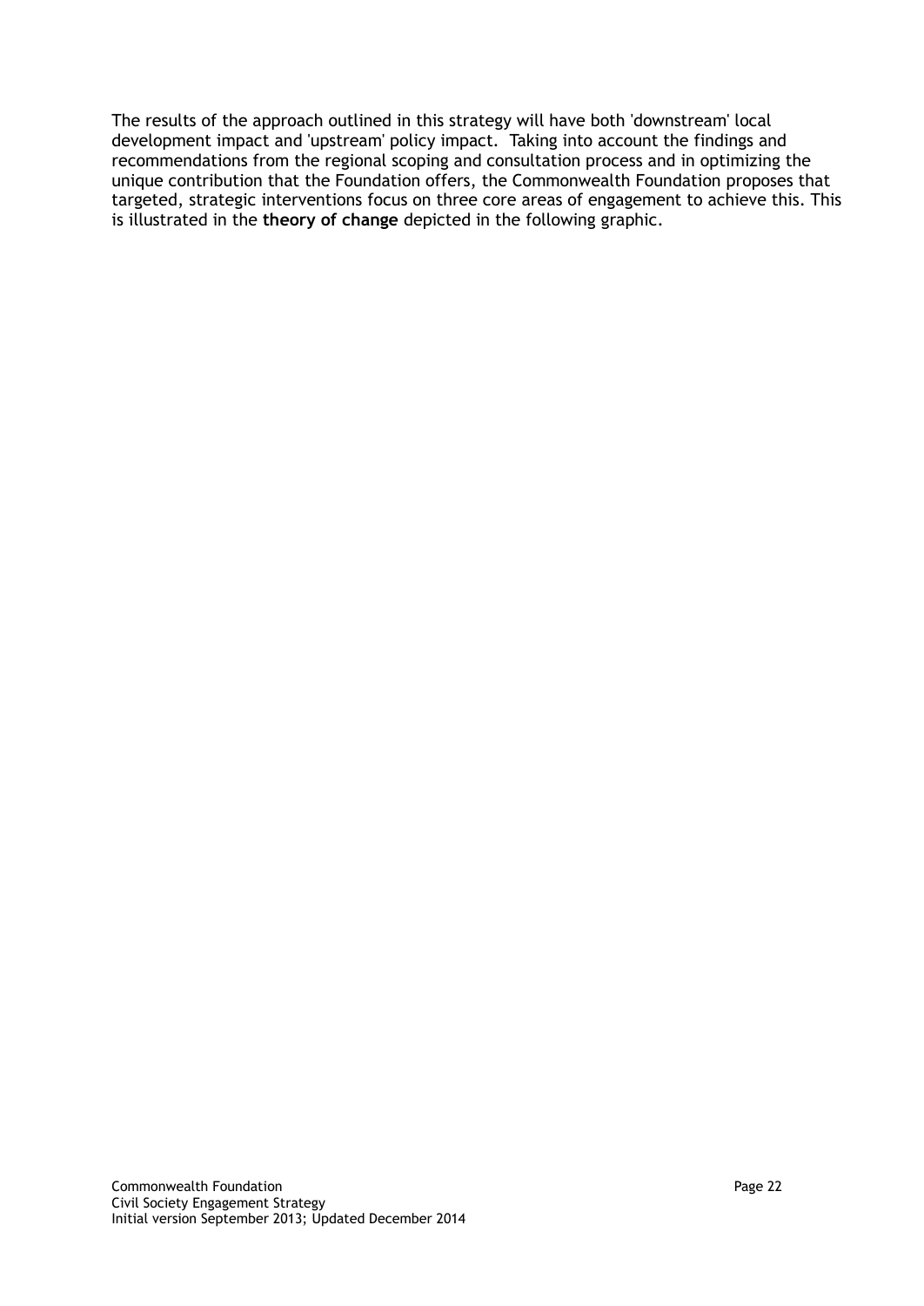The results of the approach outlined in this strategy will have both 'downstream' local development impact and 'upstream' policy impact. Taking into account the findings and recommendations from the regional scoping and consultation process and in optimizing the unique contribution that the Foundation offers, the Commonwealth Foundation proposes that targeted, strategic interventions focus on three core areas of engagement to achieve this. This is illustrated in the **theory of change** depicted in the following graphic.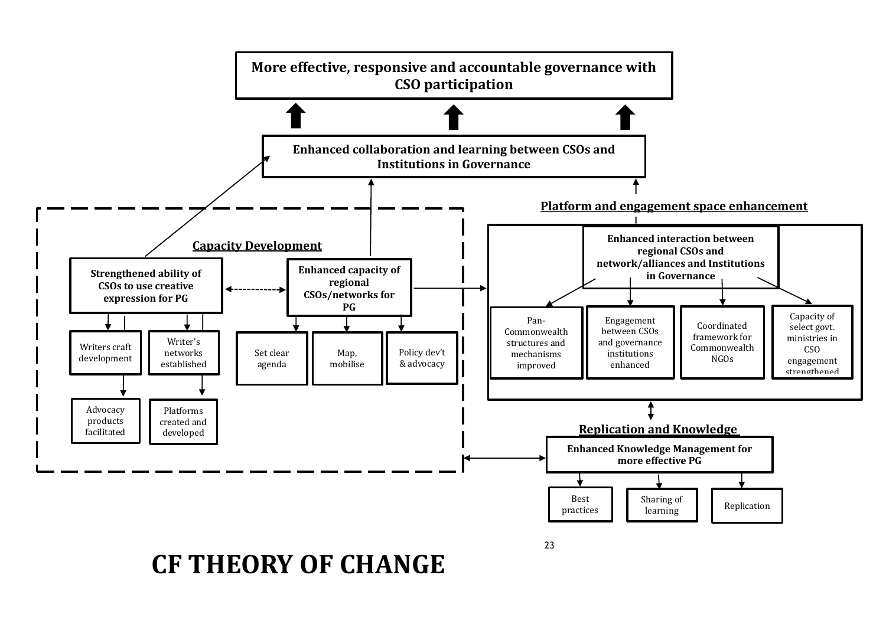**More effective, responsive and accountable governance with CSO participation**

**Enhanced collaboration and learning between CSOs and Institutions in Governance**

## Capacity Development

**Strengthened ability of CSOs to use creative expression for PG**

- Writers craft development
  - Advocacy products facilitated
- Writer's networks established
  - Platforms created and developed

**Enhanced capacity of regional CSOs/networks for PG**

- Set clear agenda
- Map, mobilise
- Policy dev't & advocacy

## Platform and engagement space enhancement

**Enhanced interaction between regional CSOs and network/alliances and Institutions in Governance**

- Pan-Commonwealth structures and mechanisms improved
- Engagement between CSOs and governance institutions enhanced
- Coordinated framework for Commonwealth NGOs
- Capacity of select govt. ministries in CSO engagement strengthened

## Replication and Knowledge

**Enhanced Knowledge Management for more effective PG**

- Best practices
- Sharing of learning
- Replication

# CF THEORY OF CHANGE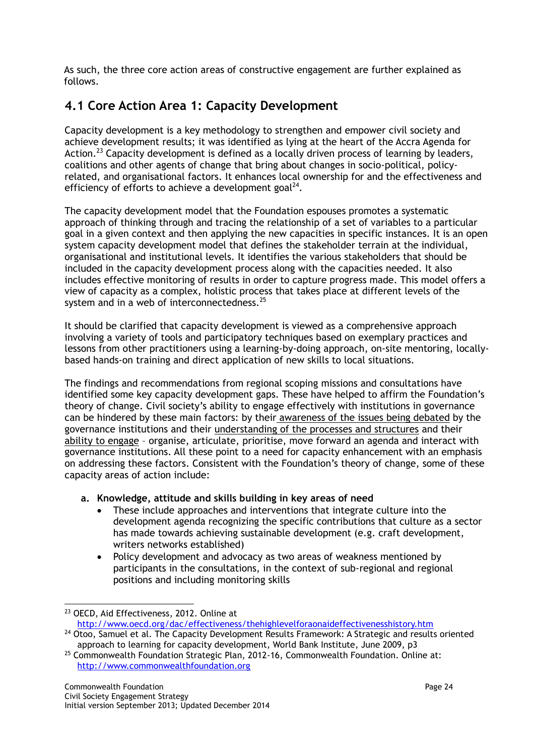As such, the three core action areas of constructive engagement are further explained as follows.

## 4.1 Core Action Area 1: Capacity Development

Capacity development is a key methodology to strengthen and empower civil society and achieve development results; it was identified as lying at the heart of the Accra Agenda for Action.[23] Capacity development is defined as a locally driven process of learning by leaders, coalitions and other agents of change that bring about changes in socio-political, policy-related, and organisational factors. It enhances local ownership for and the effectiveness and efficiency of efforts to achieve a development goal[24].

The capacity development model that the Foundation espouses promotes a systematic approach of thinking through and tracing the relationship of a set of variables to a particular goal in a given context and then applying the new capacities in specific instances. It is an open system capacity development model that defines the stakeholder terrain at the individual, organisational and institutional levels. It identifies the various stakeholders that should be included in the capacity development process along with the capacities needed. It also includes effective monitoring of results in order to capture progress made. This model offers a view of capacity as a complex, holistic process that takes place at different levels of the system and in a web of interconnectedness.[25]

It should be clarified that capacity development is viewed as a comprehensive approach involving a variety of tools and participatory techniques based on exemplary practices and lessons from other practitioners using a learning-by-doing approach, on-site mentoring, locally-based hands-on training and direct application of new skills to local situations.

The findings and recommendations from regional scoping missions and consultations have identified some key capacity development gaps. These have helped to affirm the Foundation's theory of change. Civil society's ability to engage effectively with institutions in governance can be hindered by these main factors: by their awareness of the issues being debated by the governance institutions and their understanding of the processes and structures and their ability to engage – organise, articulate, prioritise, move forward an agenda and interact with governance institutions. All these point to a need for capacity enhancement with an emphasis on addressing these factors. Consistent with the Foundation's theory of change, some of these capacity areas of action include:

**a. Knowledge, attitude and skills building in key areas of need**

- These include approaches and interventions that integrate culture into the development agenda recognizing the specific contributions that culture as a sector has made towards achieving sustainable development (e.g. craft development, writers networks established)
- Policy development and advocacy as two areas of weakness mentioned by participants in the consultations, in the context of sub-regional and regional positions and including monitoring skills

---

[23] OECD, Aid Effectiveness, 2012. Online at http://www.oecd.org/dac/effectiveness/thehighlevelforaonaideffectivenesshistory.htm

[24] Otoo, Samuel et al. The Capacity Development Results Framework: A Strategic and results oriented approach to learning for capacity development, World Bank Institute, June 2009, p3

[25] Commonwealth Foundation Strategic Plan, 2012-16, Commonwealth Foundation. Online at: http://www.commonwealthfoundation.org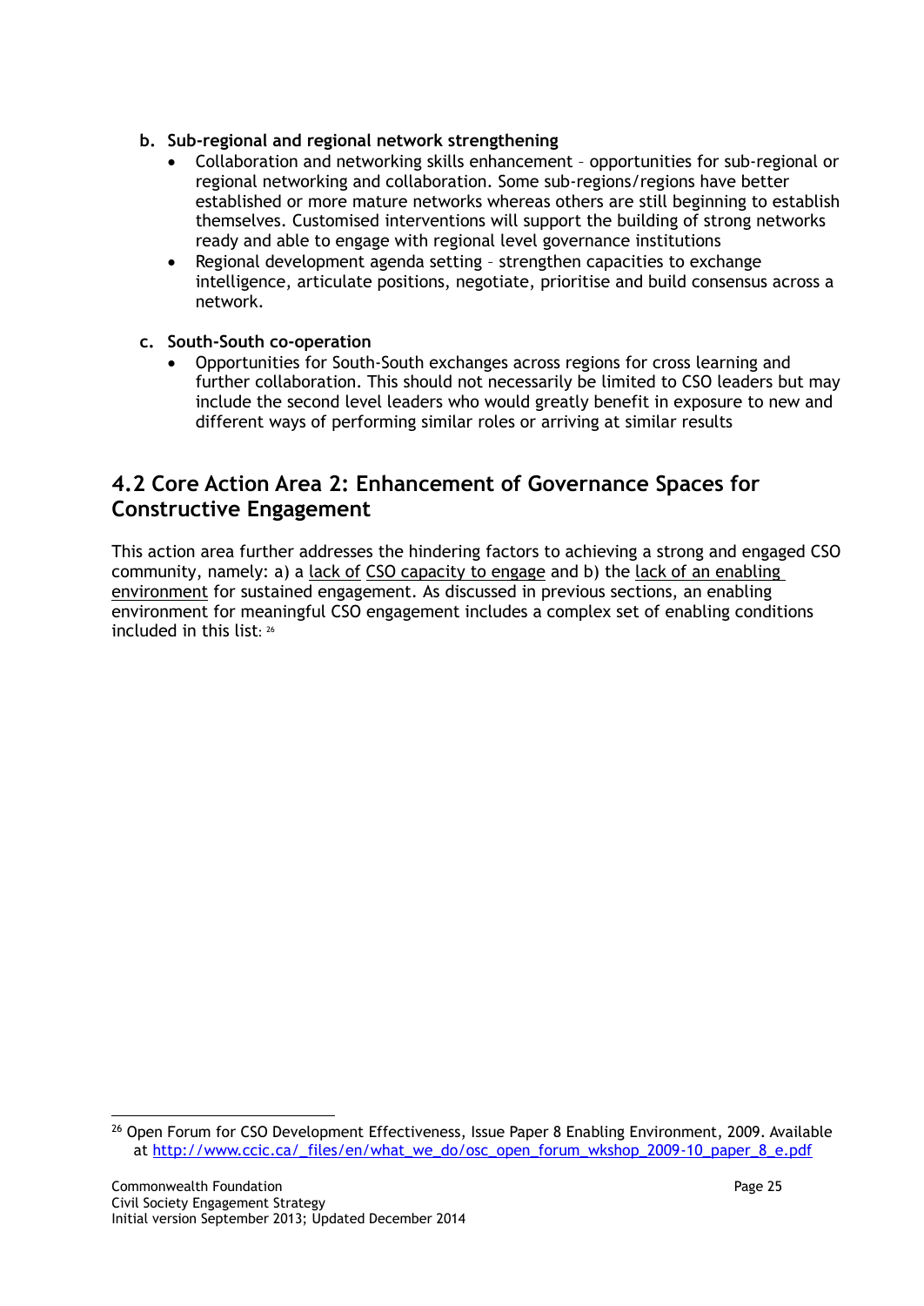**b. Sub-regional and regional network strengthening**

- Collaboration and networking skills enhancement – opportunities for sub-regional or regional networking and collaboration. Some sub-regions/regions have better established or more mature networks whereas others are still beginning to establish themselves. Customised interventions will support the building of strong networks ready and able to engage with regional level governance institutions
- Regional development agenda setting – strengthen capacities to exchange intelligence, articulate positions, negotiate, prioritise and build consensus across a network.

**c. South-South co-operation**

- Opportunities for South-South exchanges across regions for cross learning and further collaboration. This should not necessarily be limited to CSO leaders but may include the second level leaders who would greatly benefit in exposure to new and different ways of performing similar roles or arriving at similar results

## 4.2 Core Action Area 2: Enhancement of Governance Spaces for Constructive Engagement

This action area further addresses the hindering factors to achieving a strong and engaged CSO community, namely: a) a lack of CSO capacity to engage and b) the lack of an enabling environment for sustained engagement. As discussed in previous sections, an enabling environment for meaningful CSO engagement includes a complex set of enabling conditions included in this list: [26]

---

[26] Open Forum for CSO Development Effectiveness, Issue Paper 8 Enabling Environment, 2009. Available at http://www.ccic.ca/_files/en/what_we_do/osc_open_forum_wkshop_2009-10_paper_8_e.pdf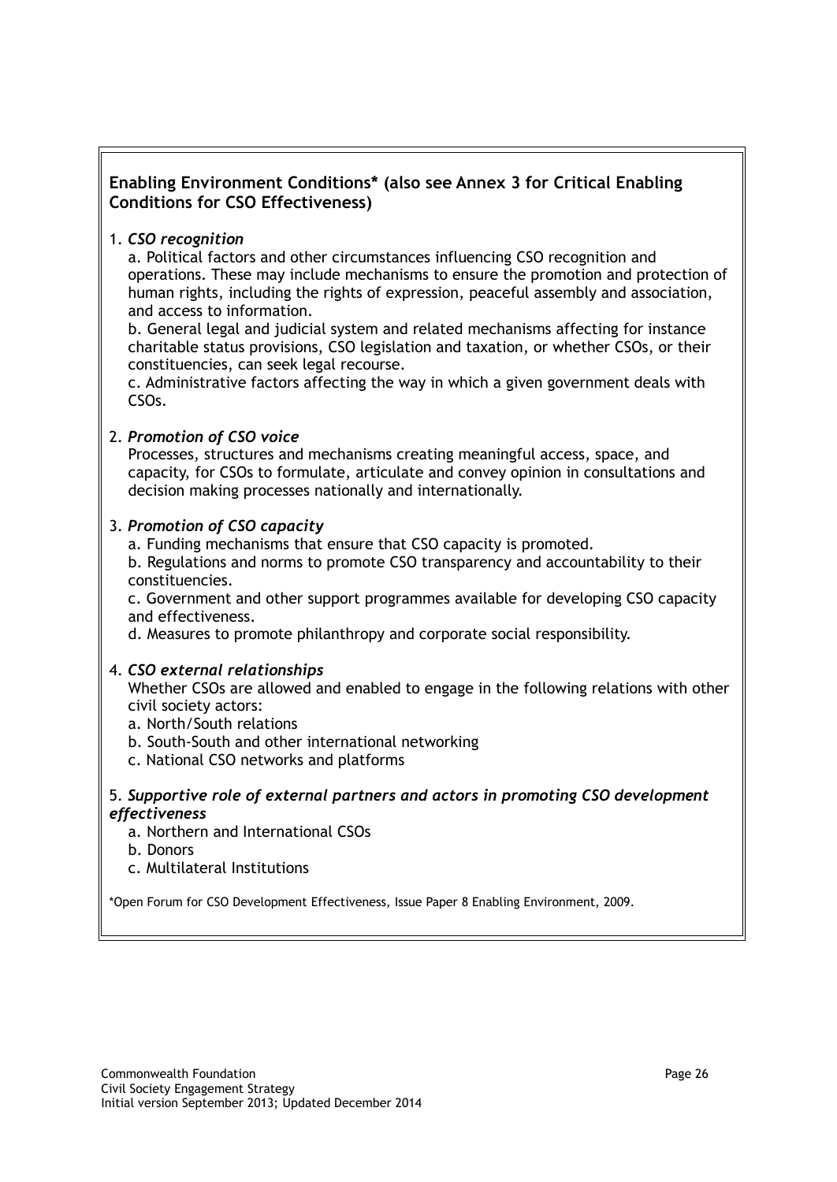**Enabling Environment Conditions* (also see Annex 3 for Critical Enabling Conditions for CSO Effectiveness)**

1. ***CSO recognition***

   a. Political factors and other circumstances influencing CSO recognition and operations. These may include mechanisms to ensure the promotion and protection of human rights, including the rights of expression, peaceful assembly and association, and access to information.

   b. General legal and judicial system and related mechanisms affecting for instance charitable status provisions, CSO legislation and taxation, or whether CSOs, or their constituencies, can seek legal recourse.

   c. Administrative factors affecting the way in which a given government deals with CSOs.

2. ***Promotion of CSO voice***

   Processes, structures and mechanisms creating meaningful access, space, and capacity, for CSOs to formulate, articulate and convey opinion in consultations and decision making processes nationally and internationally.

3. ***Promotion of CSO capacity***

   a. Funding mechanisms that ensure that CSO capacity is promoted.

   b. Regulations and norms to promote CSO transparency and accountability to their constituencies.

   c. Government and other support programmes available for developing CSO capacity and effectiveness.

   d. Measures to promote philanthropy and corporate social responsibility.

4. ***CSO external relationships***

   Whether CSOs are allowed and enabled to engage in the following relations with other civil society actors:

   a. North/South relations

   b. South-South and other international networking

   c. National CSO networks and platforms

5. ***Supportive role of external partners and actors in promoting CSO development effectiveness***

   a. Northern and International CSOs

   b. Donors

   c. Multilateral Institutions

*Open Forum for CSO Development Effectiveness, Issue Paper 8 Enabling Environment, 2009.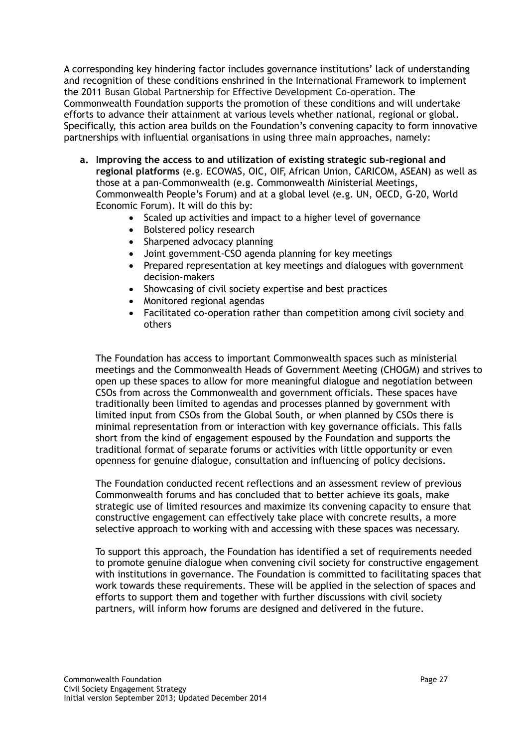A corresponding key hindering factor includes governance institutions' lack of understanding and recognition of these conditions enshrined in the International Framework to implement the 2011 Busan Global Partnership for Effective Development Co-operation. The Commonwealth Foundation supports the promotion of these conditions and will undertake efforts to advance their attainment at various levels whether national, regional or global. Specifically, this action area builds on the Foundation's convening capacity to form innovative partnerships with influential organisations in using three main approaches, namely:

a. **Improving the access to and utilization of existing strategic sub-regional and regional platforms** (e.g. ECOWAS, OIC, OIF, African Union, CARICOM, ASEAN) as well as those at a pan-Commonwealth (e.g. Commonwealth Ministerial Meetings, Commonwealth People's Forum) and at a global level (e.g. UN, OECD, G-20, World Economic Forum). It will do this by:
   - Scaled up activities and impact to a higher level of governance
   - Bolstered policy research
   - Sharpened advocacy planning
   - Joint government-CSO agenda planning for key meetings
   - Prepared representation at key meetings and dialogues with government decision-makers
   - Showcasing of civil society expertise and best practices
   - Monitored regional agendas
   - Facilitated co-operation rather than competition among civil society and others

   The Foundation has access to important Commonwealth spaces such as ministerial meetings and the Commonwealth Heads of Government Meeting (CHOGM) and strives to open up these spaces to allow for more meaningful dialogue and negotiation between CSOs from across the Commonwealth and government officials. These spaces have traditionally been limited to agendas and processes planned by government with limited input from CSOs from the Global South, or when planned by CSOs there is minimal representation from or interaction with key governance officials. This falls short from the kind of engagement espoused by the Foundation and supports the traditional format of separate forums or activities with little opportunity or even openness for genuine dialogue, consultation and influencing of policy decisions.

   The Foundation conducted recent reflections and an assessment review of previous Commonwealth forums and has concluded that to better achieve its goals, make strategic use of limited resources and maximize its convening capacity to ensure that constructive engagement can effectively take place with concrete results, a more selective approach to working with and accessing with these spaces was necessary.

   To support this approach, the Foundation has identified a set of requirements needed to promote genuine dialogue when convening civil society for constructive engagement with institutions in governance. The Foundation is committed to facilitating spaces that work towards these requirements. These will be applied in the selection of spaces and efforts to support them and together with further discussions with civil society partners, will inform how forums are designed and delivered in the future.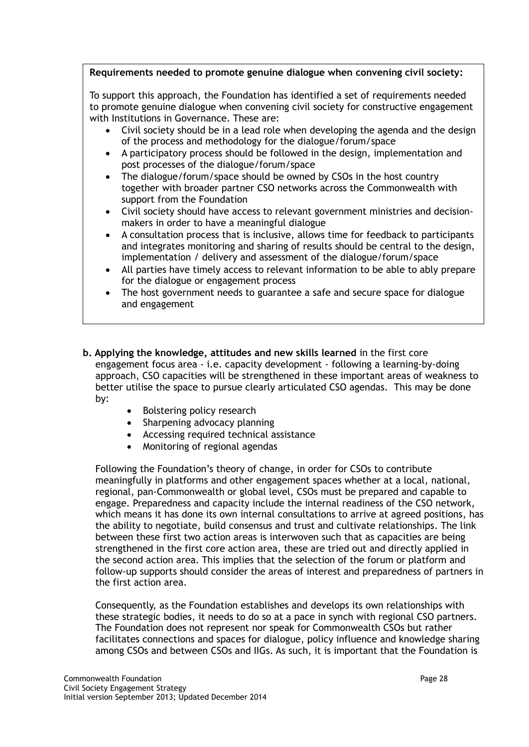**Requirements needed to promote genuine dialogue when convening civil society:**

To support this approach, the Foundation has identified a set of requirements needed to promote genuine dialogue when convening civil society for constructive engagement with Institutions in Governance. These are:

- Civil society should be in a lead role when developing the agenda and the design of the process and methodology for the dialogue/forum/space
- A participatory process should be followed in the design, implementation and post processes of the dialogue/forum/space
- The dialogue/forum/space should be owned by CSOs in the host country together with broader partner CSO networks across the Commonwealth with support from the Foundation
- Civil society should have access to relevant government ministries and decision-makers in order to have a meaningful dialogue
- A consultation process that is inclusive, allows time for feedback to participants and integrates monitoring and sharing of results should be central to the design, implementation / delivery and assessment of the dialogue/forum/space
- All parties have timely access to relevant information to be able to ably prepare for the dialogue or engagement process
- The host government needs to guarantee a safe and secure space for dialogue and engagement

**b. Applying the knowledge, attitudes and new skills learned** in the first core engagement focus area - i.e. capacity development - following a learning-by-doing approach, CSO capacities will be strengthened in these important areas of weakness to better utilise the space to pursue clearly articulated CSO agendas. This may be done by:

- Bolstering policy research
- Sharpening advocacy planning
- Accessing required technical assistance
- Monitoring of regional agendas

Following the Foundation's theory of change, in order for CSOs to contribute meaningfully in platforms and other engagement spaces whether at a local, national, regional, pan-Commonwealth or global level, CSOs must be prepared and capable to engage. Preparedness and capacity include the internal readiness of the CSO network, which means it has done its own internal consultations to arrive at agreed positions, has the ability to negotiate, build consensus and trust and cultivate relationships. The link between these first two action areas is interwoven such that as capacities are being strengthened in the first core action area, these are tried out and directly applied in the second action area. This implies that the selection of the forum or platform and follow-up supports should consider the areas of interest and preparedness of partners in the first action area.

Consequently, as the Foundation establishes and develops its own relationships with these strategic bodies, it needs to do so at a pace in synch with regional CSO partners. The Foundation does not represent nor speak for Commonwealth CSOs but rather facilitates connections and spaces for dialogue, policy influence and knowledge sharing among CSOs and between CSOs and IIGs. As such, it is important that the Foundation is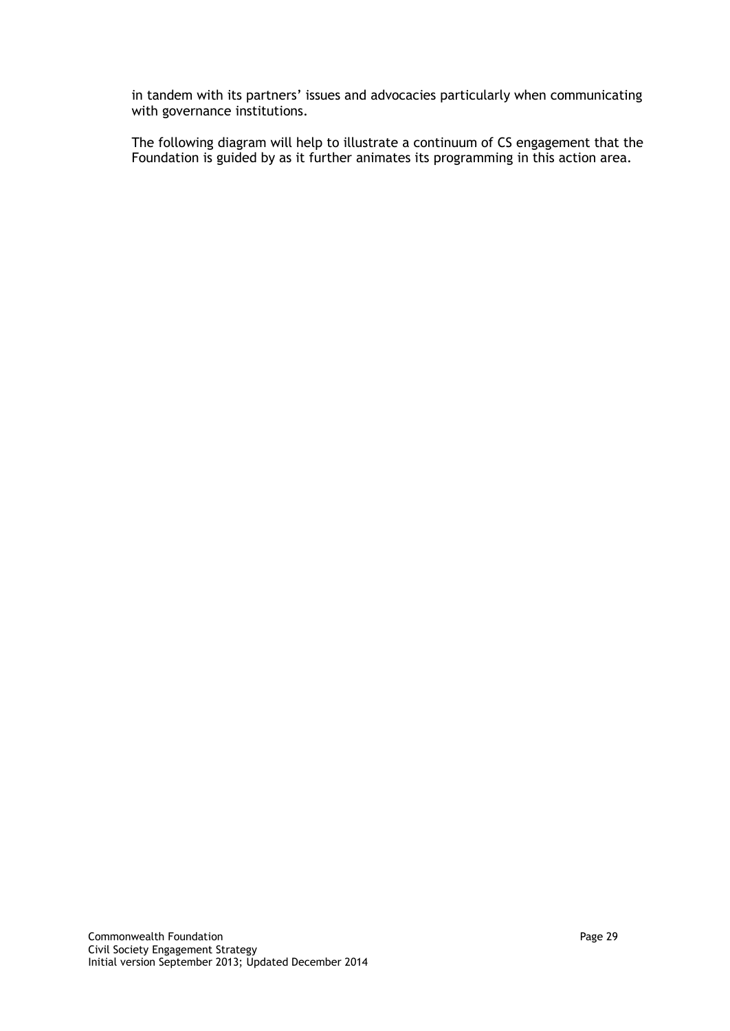in tandem with its partners' issues and advocacies particularly when communicating with governance institutions.

The following diagram will help to illustrate a continuum of CS engagement that the Foundation is guided by as it further animates its programming in this action area.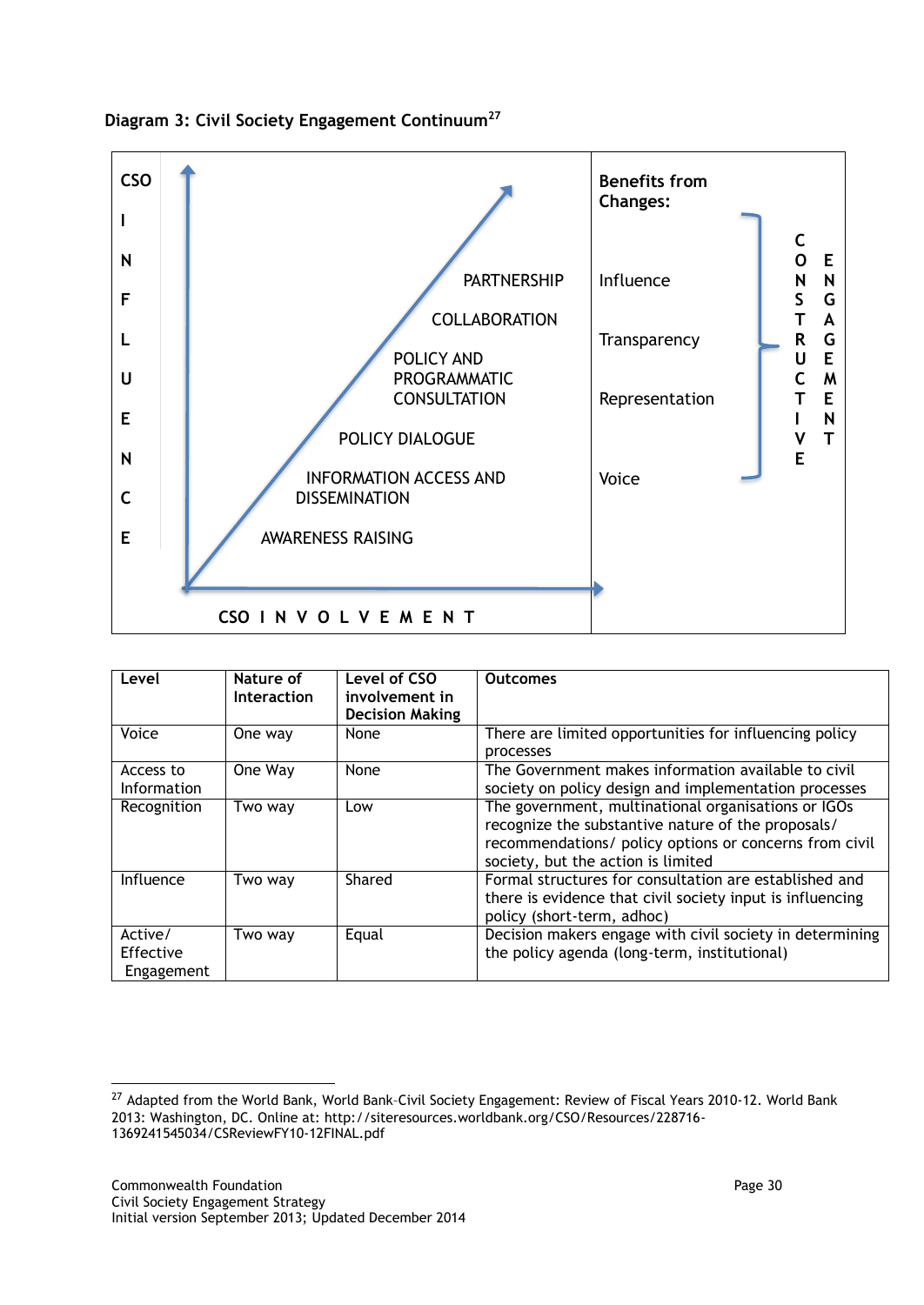**Diagram 3: Civil Society Engagement Continuum**[27]

CSO INFLUENCE

PARTNERSHIP

COLLABORATION

POLICY AND PROGRAMMATIC CONSULTATION

POLICY DIALOGUE

INFORMATION ACCESS AND DISSEMINATION

AWARENESS RAISING

CSO INVOLVEMENT

**Benefits from Changes:**

Influence

Transparency

Representation

Voice

CONSTRUCTIVE ENGAGEMENT

| Level | Nature of Interaction | Level of CSO involvement in Decision Making | Outcomes |
|---|---|---|---|
| Voice | One way | None | There are limited opportunities for influencing policy processes |
| Access to Information | One Way | None | The Government makes information available to civil society on policy design and implementation processes |
| Recognition | Two way | Low | The government, multinational organisations or IGOs recognize the substantive nature of the proposals/ recommendations/ policy options or concerns from civil society, but the action is limited |
| Influence | Two way | Shared | Formal structures for consultation are established and there is evidence that civil society input is influencing policy (short-term, adhoc) |
| Active/ Effective Engagement | Two way | Equal | Decision makers engage with civil society in determining the policy agenda (long-term, institutional) |

[27] Adapted from the World Bank, World Bank–Civil Society Engagement: Review of Fiscal Years 2010-12. World Bank 2013: Washington, DC. Online at: http://siteresources.worldbank.org/CSO/Resources/228716-1369241545034/CSReviewFY10-12FINAL.pdf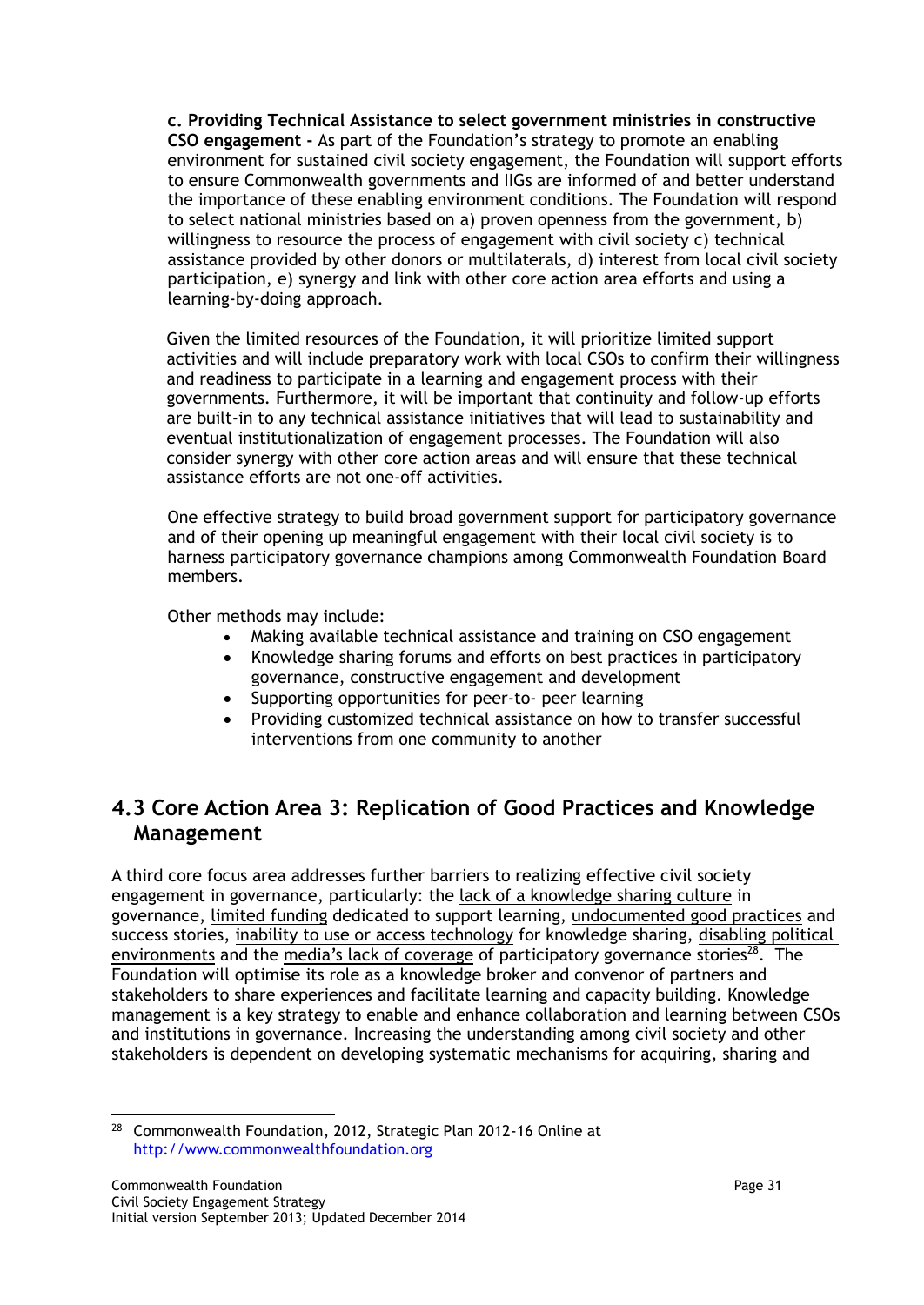**c. Providing Technical Assistance to select government ministries in constructive CSO engagement -** As part of the Foundation's strategy to promote an enabling environment for sustained civil society engagement, the Foundation will support efforts to ensure Commonwealth governments and IIGs are informed of and better understand the importance of these enabling environment conditions. The Foundation will respond to select national ministries based on a) proven openness from the government, b) willingness to resource the process of engagement with civil society c) technical assistance provided by other donors or multilaterals, d) interest from local civil society participation, e) synergy and link with other core action area efforts and using a learning-by-doing approach.

Given the limited resources of the Foundation, it will prioritize limited support activities and will include preparatory work with local CSOs to confirm their willingness and readiness to participate in a learning and engagement process with their governments. Furthermore, it will be important that continuity and follow-up efforts are built-in to any technical assistance initiatives that will lead to sustainability and eventual institutionalization of engagement processes. The Foundation will also consider synergy with other core action areas and will ensure that these technical assistance efforts are not one-off activities.

One effective strategy to build broad government support for participatory governance and of their opening up meaningful engagement with their local civil society is to harness participatory governance champions among Commonwealth Foundation Board members.

Other methods may include:

- Making available technical assistance and training on CSO engagement
- Knowledge sharing forums and efforts on best practices in participatory governance, constructive engagement and development
- Supporting opportunities for peer-to- peer learning
- Providing customized technical assistance on how to transfer successful interventions from one community to another

## 4.3 Core Action Area 3: Replication of Good Practices and Knowledge Management

A third core focus area addresses further barriers to realizing effective civil society engagement in governance, particularly: the lack of a knowledge sharing culture in governance, limited funding dedicated to support learning, undocumented good practices and success stories, inability to use or access technology for knowledge sharing, disabling political environments and the media's lack of coverage of participatory governance stories[28]. The Foundation will optimise its role as a knowledge broker and convenor of partners and stakeholders to share experiences and facilitate learning and capacity building. Knowledge management is a key strategy to enable and enhance collaboration and learning between CSOs and institutions in governance. Increasing the understanding among civil society and other stakeholders is dependent on developing systematic mechanisms for acquiring, sharing and

[28] Commonwealth Foundation, 2012, Strategic Plan 2012-16 Online at http://www.commonwealthfoundation.org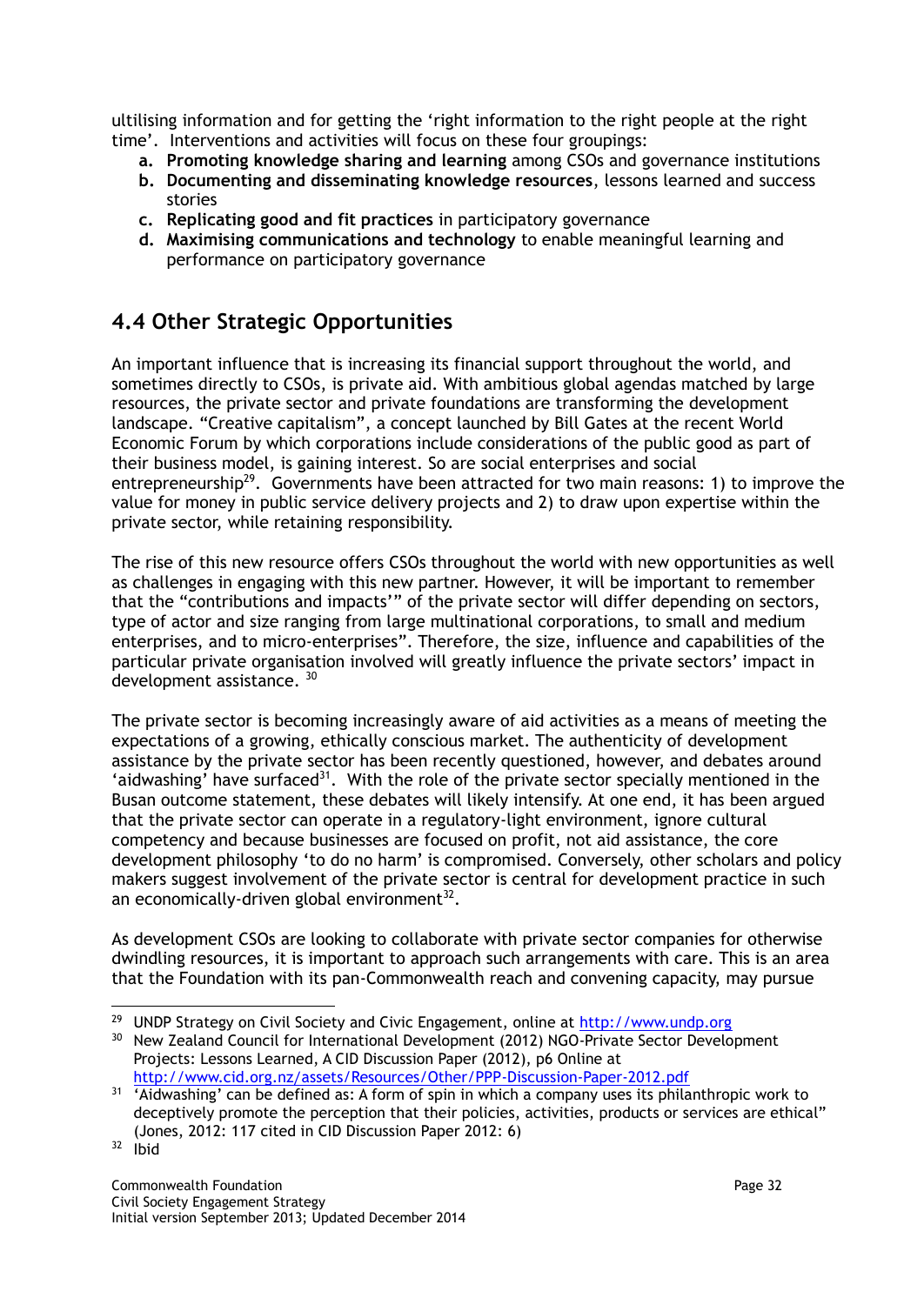ultilising information and for getting the 'right information to the right people at the right time'. Interventions and activities will focus on these four groupings:

a. **Promoting knowledge sharing and learning** among CSOs and governance institutions
b. **Documenting and disseminating knowledge resources**, lessons learned and success stories
c. **Replicating good and fit practices** in participatory governance
d. **Maximising communications and technology** to enable meaningful learning and performance on participatory governance

## 4.4 Other Strategic Opportunities

An important influence that is increasing its financial support throughout the world, and sometimes directly to CSOs, is private aid. With ambitious global agendas matched by large resources, the private sector and private foundations are transforming the development landscape. "Creative capitalism", a concept launched by Bill Gates at the recent World Economic Forum by which corporations include considerations of the public good as part of their business model, is gaining interest. So are social enterprises and social entrepreneurship[29]. Governments have been attracted for two main reasons: 1) to improve the value for money in public service delivery projects and 2) to draw upon expertise within the private sector, while retaining responsibility.

The rise of this new resource offers CSOs throughout the world with new opportunities as well as challenges in engaging with this new partner. However, it will be important to remember that the "contributions and impacts'" of the private sector will differ depending on sectors, type of actor and size ranging from large multinational corporations, to small and medium enterprises, and to micro-enterprises". Therefore, the size, influence and capabilities of the particular private organisation involved will greatly influence the private sectors' impact in development assistance. [30]

The private sector is becoming increasingly aware of aid activities as a means of meeting the expectations of a growing, ethically conscious market. The authenticity of development assistance by the private sector has been recently questioned, however, and debates around 'aidwashing' have surfaced[31]. With the role of the private sector specially mentioned in the Busan outcome statement, these debates will likely intensify. At one end, it has been argued that the private sector can operate in a regulatory-light environment, ignore cultural competency and because businesses are focused on profit, not aid assistance, the core development philosophy 'to do no harm' is compromised. Conversely, other scholars and policy makers suggest involvement of the private sector is central for development practice in such an economically-driven global environment[32].

As development CSOs are looking to collaborate with private sector companies for otherwise dwindling resources, it is important to approach such arrangements with care. This is an area that the Foundation with its pan-Commonwealth reach and convening capacity, may pursue

---

[29] UNDP Strategy on Civil Society and Civic Engagement, online at http://www.undp.org

[30] New Zealand Council for International Development (2012) NGO-Private Sector Development Projects: Lessons Learned, A CID Discussion Paper (2012), p6 Online at http://www.cid.org.nz/assets/Resources/Other/PPP-Discussion-Paper-2012.pdf

[31] 'Aidwashing' can be defined as: A form of spin in which a company uses its philanthropic work to deceptively promote the perception that their policies, activities, products or services are ethical" (Jones, 2012: 117 cited in CID Discussion Paper 2012: 6)

[32] Ibid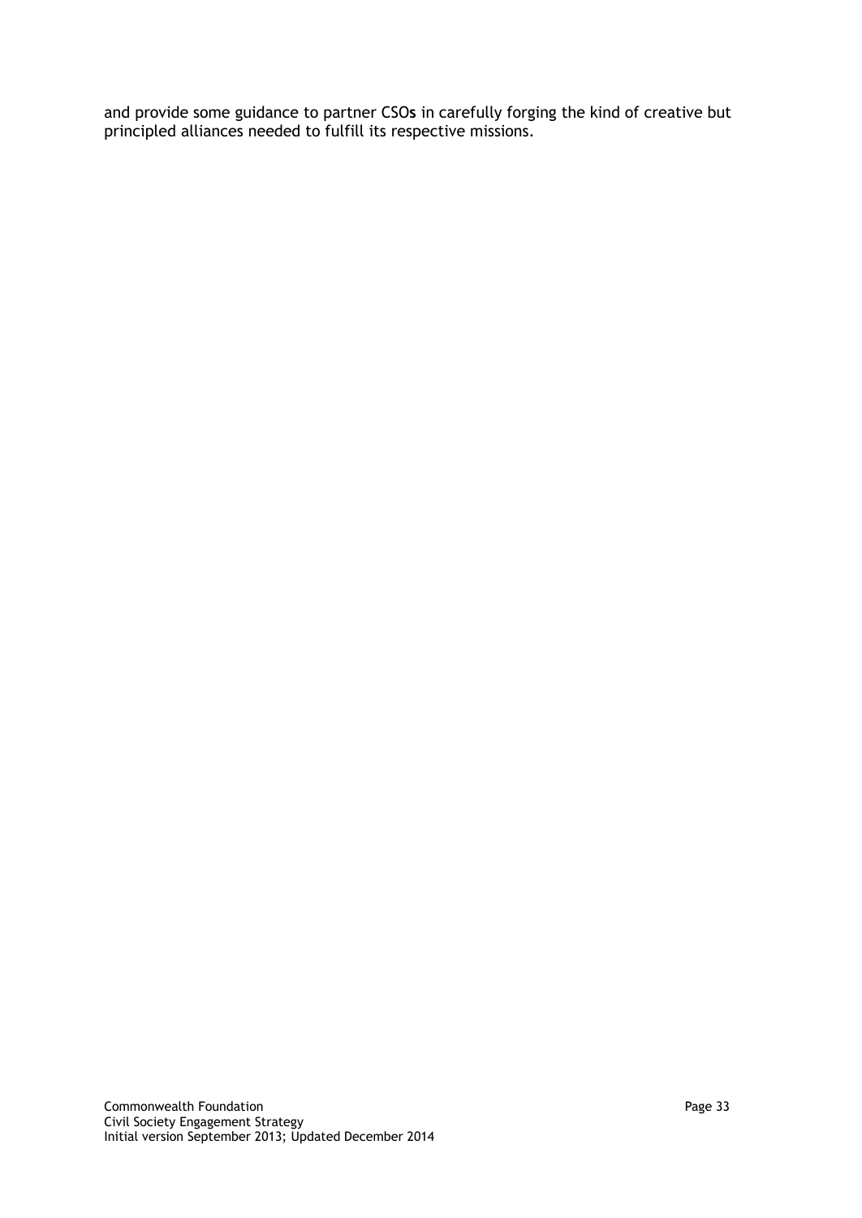and provide some guidance to partner CSOs in carefully forging the kind of creative but principled alliances needed to fulfill its respective missions.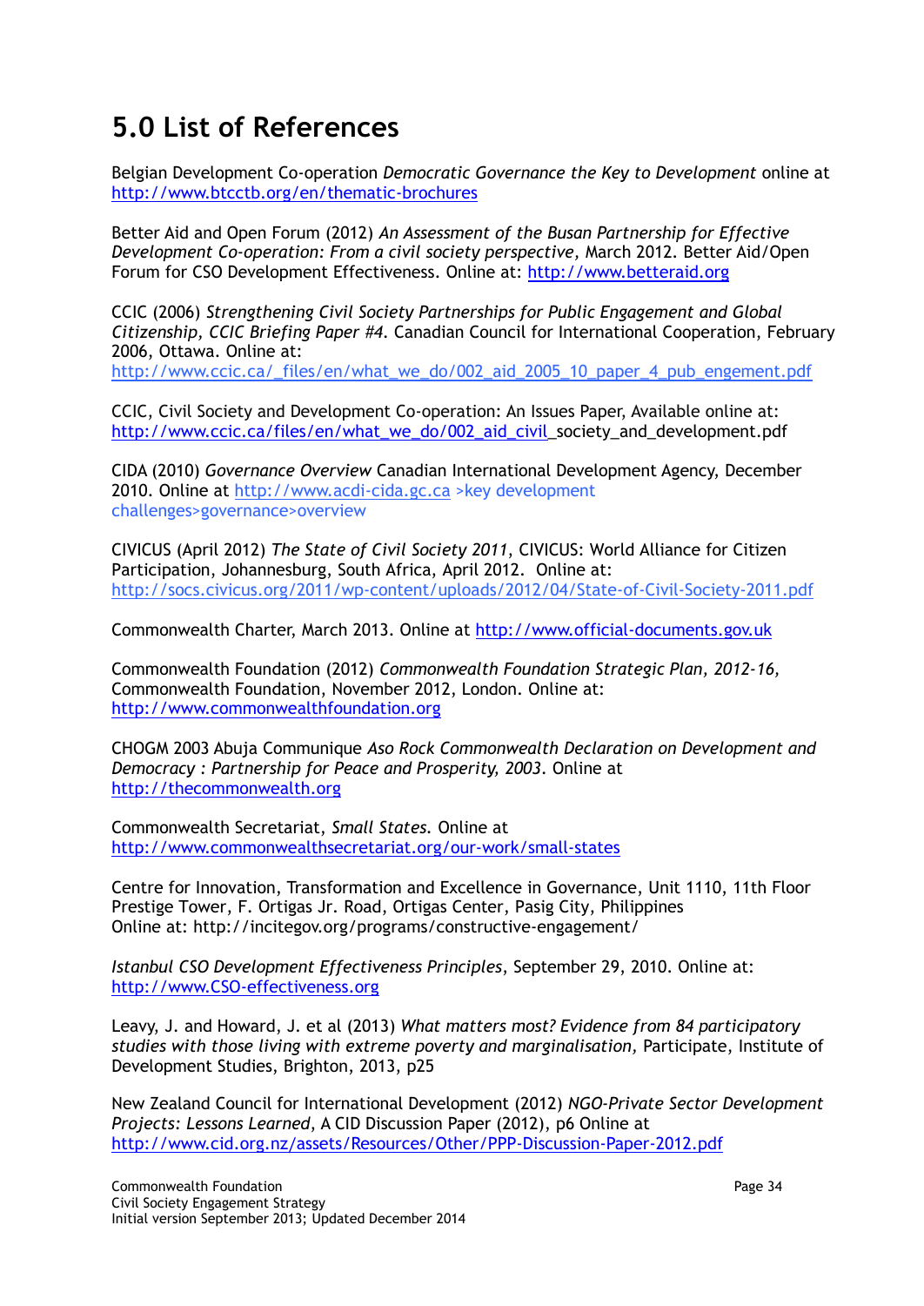# 5.0 List of References

Belgian Development Co-operation *Democratic Governance the Key to Development* online at http://www.btcctb.org/en/thematic-brochures

Better Aid and Open Forum (2012) *An Assessment of the Busan Partnership for Effective Development Co-operation: From a civil society perspective,* March 2012. Better Aid/Open Forum for CSO Development Effectiveness. Online at: http://www.betteraid.org

CCIC (2006) *Strengthening Civil Society Partnerships for Public Engagement and Global Citizenship, CCIC Briefing Paper #4.* Canadian Council for International Cooperation, February 2006, Ottawa. Online at: http://www.ccic.ca/_files/en/what_we_do/002_aid_2005_10_paper_4_pub_engement.pdf

CCIC, Civil Society and Development Co-operation: An Issues Paper, Available online at: http://www.ccic.ca/files/en/what_we_do/002_aid_civil_society_and_development.pdf

CIDA (2010) *Governance Overview* Canadian International Development Agency, December 2010. Online at http://www.acdi-cida.gc.ca >key development challenges>governance>overview

CIVICUS (April 2012) *The State of Civil Society 2011*, CIVICUS: World Alliance for Citizen Participation, Johannesburg, South Africa, April 2012. Online at: http://socs.civicus.org/2011/wp-content/uploads/2012/04/State-of-Civil-Society-2011.pdf

Commonwealth Charter, March 2013. Online at http://www.official-documents.gov.uk

Commonwealth Foundation (2012) *Commonwealth Foundation Strategic Plan, 2012-16,* Commonwealth Foundation, November 2012, London. Online at: http://www.commonwealthfoundation.org

CHOGM 2003 Abuja Communique *Aso Rock Commonwealth Declaration on Development and Democracy : Partnership for Peace and Prosperity, 2003.* Online at http://thecommonwealth.org

Commonwealth Secretariat, *Small States.* Online at http://www.commonwealthsecretariat.org/our-work/small-states

Centre for Innovation, Transformation and Excellence in Governance, Unit 1110, 11th Floor Prestige Tower, F. Ortigas Jr. Road, Ortigas Center, Pasig City, Philippines
Online at: http://incitegov.org/programs/constructive-engagement/

*Istanbul CSO Development Effectiveness Principles*, September 29, 2010. Online at: http://www.CSO-effectiveness.org

Leavy, J. and Howard, J. et al (2013) *What matters most? Evidence from 84 participatory studies with those living with extreme poverty and marginalisation,* Participate, Institute of Development Studies, Brighton, 2013, p25

New Zealand Council for International Development (2012) *NGO-Private Sector Development Projects: Lessons Learned,* A CID Discussion Paper (2012), p6 Online at http://www.cid.org.nz/assets/Resources/Other/PPP-Discussion-Paper-2012.pdf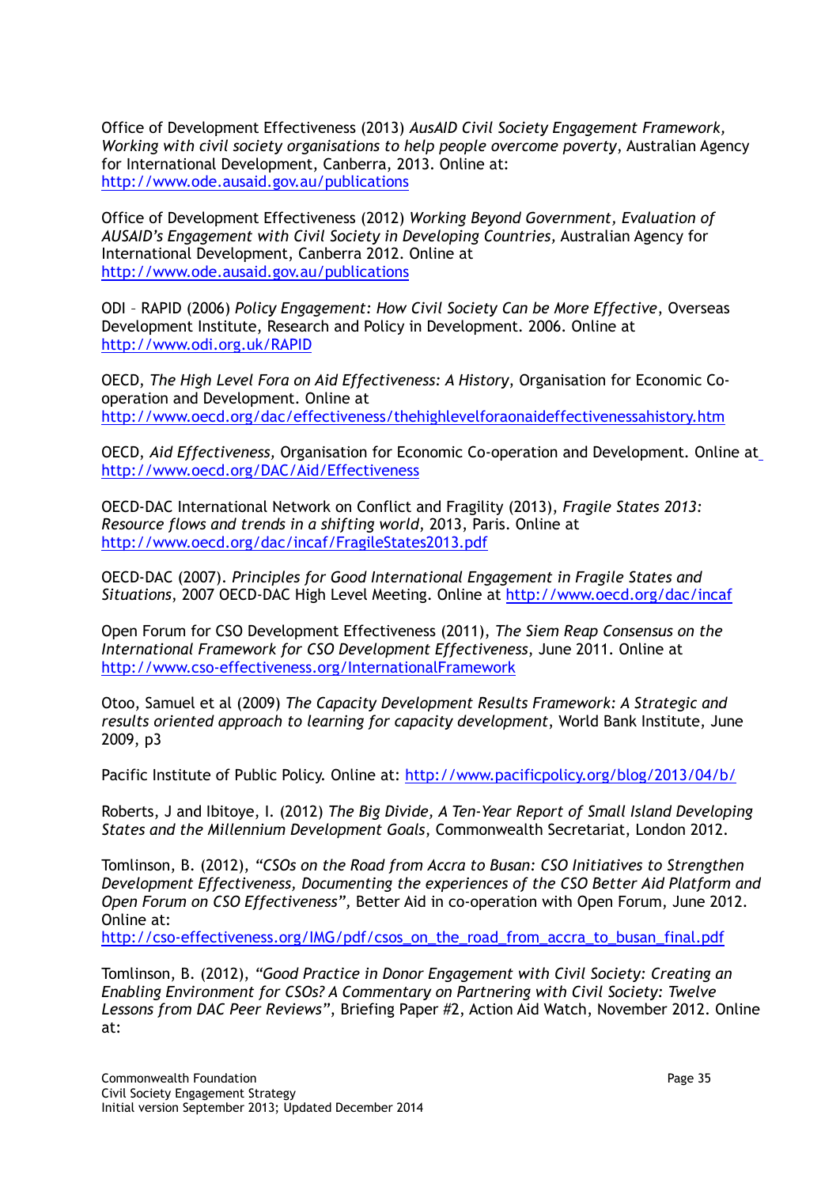Office of Development Effectiveness (2013) *AusAID Civil Society Engagement Framework, Working with civil society organisations to help people overcome poverty*, Australian Agency for International Development, Canberra, 2013. Online at: http://www.ode.ausaid.gov.au/publications

Office of Development Effectiveness (2012) *Working Beyond Government, Evaluation of AUSAID's Engagement with Civil Society in Developing Countries,* Australian Agency for International Development, Canberra 2012. Online at http://www.ode.ausaid.gov.au/publications

ODI – RAPID (2006) *Policy Engagement: How Civil Society Can be More Effective*, Overseas Development Institute, Research and Policy in Development. 2006. Online at http://www.odi.org.uk/RAPID

OECD, *The High Level Fora on Aid Effectiveness: A History*, Organisation for Economic Co-operation and Development. Online at http://www.oecd.org/dac/effectiveness/thehighlevelforaonaideffectivenessahistory.htm

OECD, *Aid Effectiveness,* Organisation for Economic Co-operation and Development. Online at http://www.oecd.org/DAC/Aid/Effectiveness

OECD-DAC International Network on Conflict and Fragility (2013), *Fragile States 2013: Resource flows and trends in a shifting world*, 2013, Paris. Online at http://www.oecd.org/dac/incaf/FragileStates2013.pdf

OECD-DAC (2007). *Principles for Good International Engagement in Fragile States and Situations*, 2007 OECD-DAC High Level Meeting. Online at http://www.oecd.org/dac/incaf

Open Forum for CSO Development Effectiveness (2011), *The Siem Reap Consensus on the International Framework for CSO Development Effectiveness*, June 2011. Online at http://www.cso-effectiveness.org/InternationalFramework

Otoo, Samuel et al (2009) *The Capacity Development Results Framework: A Strategic and results oriented approach to learning for capacity development*, World Bank Institute, June 2009, p3

Pacific Institute of Public Policy. Online at: http://www.pacificpolicy.org/blog/2013/04/b/

Roberts, J and Ibitoye, I. (2012) *The Big Divide, A Ten-Year Report of Small Island Developing States and the Millennium Development Goals*, Commonwealth Secretariat, London 2012.

Tomlinson, B. (2012), *"CSOs on the Road from Accra to Busan: CSO Initiatives to Strengthen Development Effectiveness, Documenting the experiences of the CSO Better Aid Platform and Open Forum on CSO Effectiveness",* Better Aid in co-operation with Open Forum, June 2012. Online at: http://cso-effectiveness.org/IMG/pdf/csos_on_the_road_from_accra_to_busan_final.pdf

Tomlinson, B. (2012), *"Good Practice in Donor Engagement with Civil Society: Creating an Enabling Environment for CSOs? A Commentary on Partnering with Civil Society: Twelve Lessons from DAC Peer Reviews",* Briefing Paper #2, Action Aid Watch, November 2012. Online at: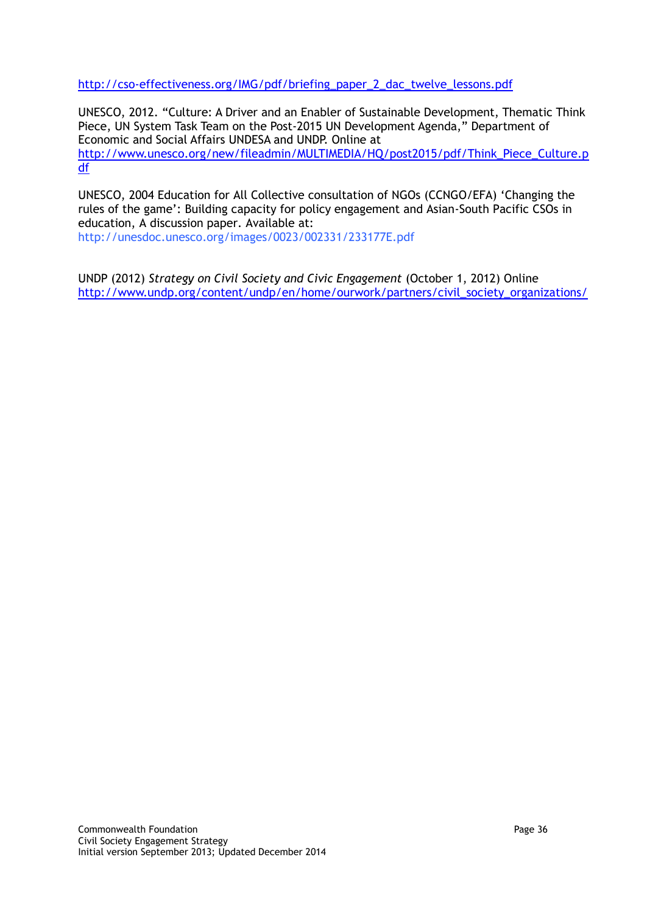http://cso-effectiveness.org/IMG/pdf/briefing_paper_2_dac_twelve_lessons.pdf

UNESCO, 2012. "Culture: A Driver and an Enabler of Sustainable Development, Thematic Think Piece, UN System Task Team on the Post-2015 UN Development Agenda," Department of Economic and Social Affairs UNDESA and UNDP. Online at http://www.unesco.org/new/fileadmin/MULTIMEDIA/HQ/post2015/pdf/Think_Piece_Culture.pdf

UNESCO, 2004 Education for All Collective consultation of NGOs (CCNGO/EFA) 'Changing the rules of the game': Building capacity for policy engagement and Asian-South Pacific CSOs in education, A discussion paper. Available at: http://unesdoc.unesco.org/images/0023/002331/233177E.pdf

UNDP (2012) *Strategy on Civil Society and Civic Engagement* (October 1, 2012) Online http://www.undp.org/content/undp/en/home/ourwork/partners/civil_society_organizations/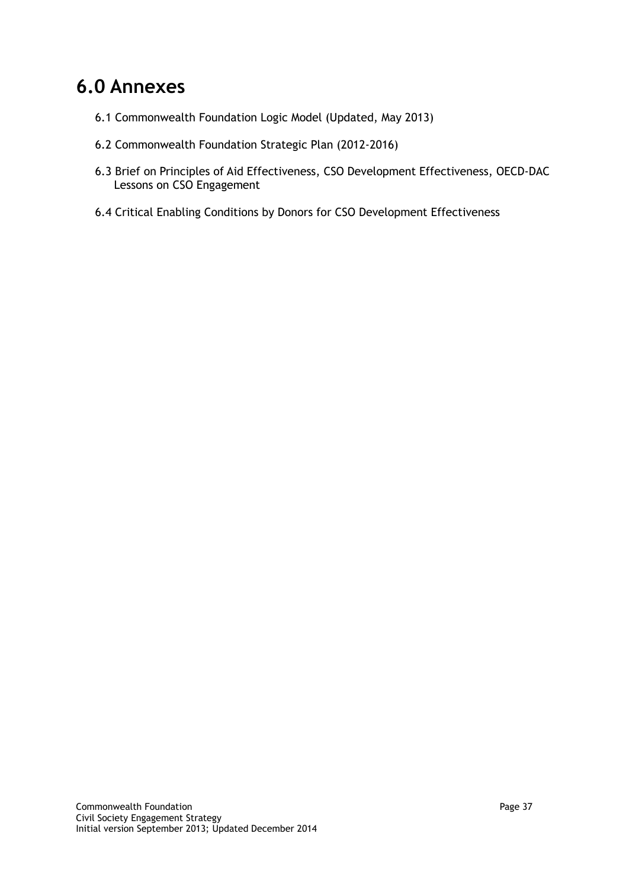# 6.0 Annexes

6.1 Commonwealth Foundation Logic Model (Updated, May 2013)

6.2 Commonwealth Foundation Strategic Plan (2012-2016)

6.3 Brief on Principles of Aid Effectiveness, CSO Development Effectiveness, OECD-DAC Lessons on CSO Engagement

6.4 Critical Enabling Conditions by Donors for CSO Development Effectiveness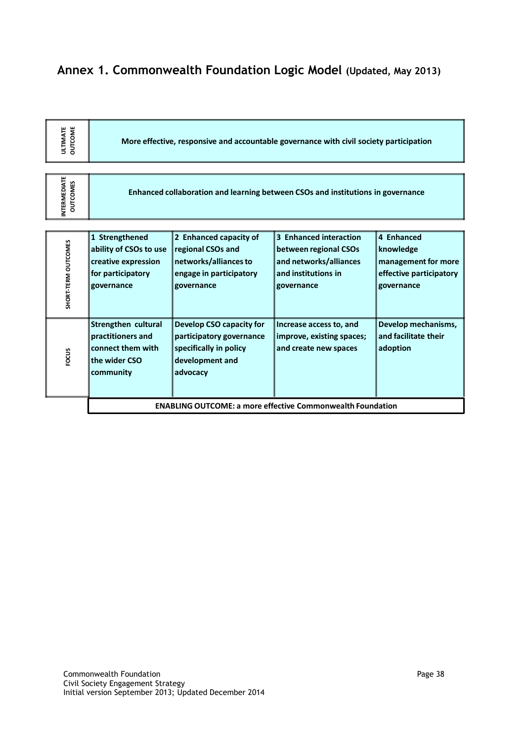## Annex 1. Commonwealth Foundation Logic Model (Updated, May 2013)

| | | | | |
|---|---|---|---|---|
| **ULTIMATE OUTCOME** | **More effective, responsive and accountable governance with civil society participation** | | | |
| **INTERMEDIATE OUTCOMES** | **Enhanced collaboration and learning between CSOs and institutions in governance** | | | |
| **SHORT-TERM OUTCOMES** | **1 Strengthened ability of CSOs to use creative expression for participatory governance** | **2 Enhanced capacity of regional CSOs and networks/alliances to engage in participatory governance** | **3 Enhanced interaction between regional CSOs and networks/alliances and institutions in governance** | **4 Enhanced knowledge management for more effective participatory governance** |
| **FOCUS** | **Strengthen cultural practitioners and connect them with the wider CSO community** | **Develop CSO capacity for participatory governance specifically in policy development and advocacy** | **Increase access to, and improve, existing spaces; and create new spaces** | **Develop mechanisms, and facilitate their adoption** |
| | **ENABLING OUTCOME: a more effective Commonwealth Foundation** | | | |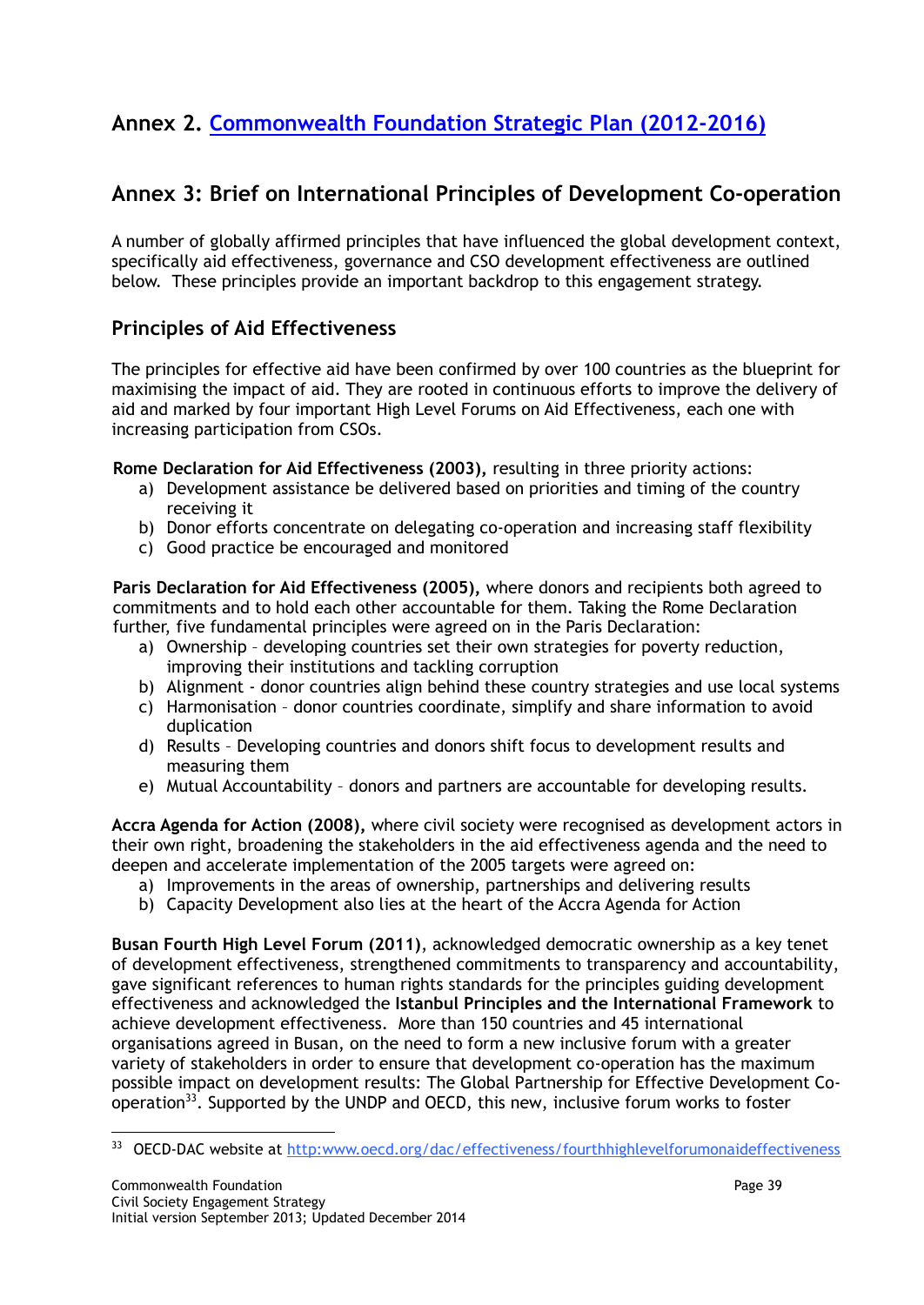## Annex 2. [Commonwealth Foundation Strategic Plan (2012-2016)]

## Annex 3: Brief on International Principles of Development Co-operation

A number of globally affirmed principles that have influenced the global development context, specifically aid effectiveness, governance and CSO development effectiveness are outlined below. These principles provide an important backdrop to this engagement strategy.

### Principles of Aid Effectiveness

The principles for effective aid have been confirmed by over 100 countries as the blueprint for maximising the impact of aid. They are rooted in continuous efforts to improve the delivery of aid and marked by four important High Level Forums on Aid Effectiveness, each one with increasing participation from CSOs.

**Rome Declaration for Aid Effectiveness (2003),** resulting in three priority actions:

a) Development assistance be delivered based on priorities and timing of the country receiving it
b) Donor efforts concentrate on delegating co-operation and increasing staff flexibility
c) Good practice be encouraged and monitored

**Paris Declaration for Aid Effectiveness (2005),** where donors and recipients both agreed to commitments and to hold each other accountable for them. Taking the Rome Declaration further, five fundamental principles were agreed on in the Paris Declaration:

a) Ownership – developing countries set their own strategies for poverty reduction, improving their institutions and tackling corruption
b) Alignment - donor countries align behind these country strategies and use local systems
c) Harmonisation – donor countries coordinate, simplify and share information to avoid duplication
d) Results – Developing countries and donors shift focus to development results and measuring them
e) Mutual Accountability – donors and partners are accountable for developing results.

**Accra Agenda for Action (2008),** where civil society were recognised as development actors in their own right, broadening the stakeholders in the aid effectiveness agenda and the need to deepen and accelerate implementation of the 2005 targets were agreed on:

a) Improvements in the areas of ownership, partnerships and delivering results
b) Capacity Development also lies at the heart of the Accra Agenda for Action

**Busan Fourth High Level Forum (2011)**, acknowledged democratic ownership as a key tenet of development effectiveness, strengthened commitments to transparency and accountability, gave significant references to human rights standards for the principles guiding development effectiveness and acknowledged the **Istanbul Principles and the International Framework** to achieve development effectiveness. More than 150 countries and 45 international organisations agreed in Busan, on the need to form a new inclusive forum with a greater variety of stakeholders in order to ensure that development co-operation has the maximum possible impact on development results: The Global Partnership for Effective Development Co-operation[33]. Supported by the UNDP and OECD, this new, inclusive forum works to foster

---

[33] OECD-DAC website at http:www.oecd.org/dac/effectiveness/fourthhighlevelforumonaideffectiveness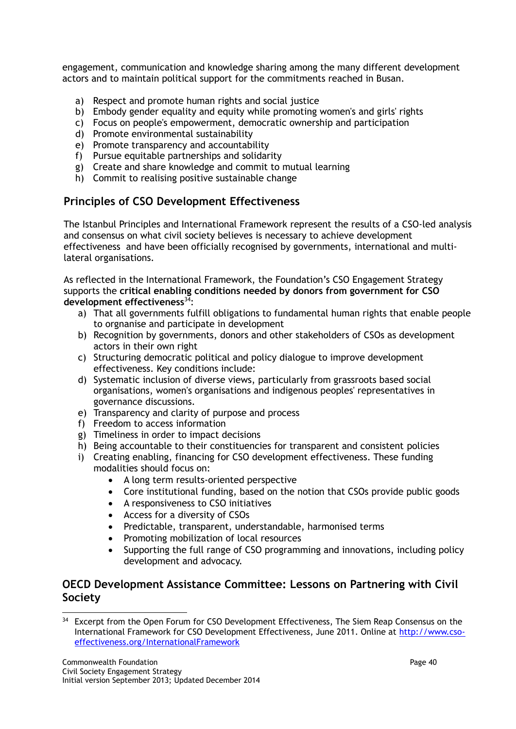engagement, communication and knowledge sharing among the many different development actors and to maintain political support for the commitments reached in Busan.

a) Respect and promote human rights and social justice
b) Embody gender equality and equity while promoting women's and girls' rights
c) Focus on people's empowerment, democratic ownership and participation
d) Promote environmental sustainability
e) Promote transparency and accountability
f) Pursue equitable partnerships and solidarity
g) Create and share knowledge and commit to mutual learning
h) Commit to realising positive sustainable change

## Principles of CSO Development Effectiveness

The Istanbul Principles and International Framework represent the results of a CSO-led analysis and consensus on what civil society believes is necessary to achieve development effectiveness and have been officially recognised by governments, international and multi-lateral organisations.

As reflected in the International Framework, the Foundation's CSO Engagement Strategy supports the **critical enabling conditions needed by donors from government for CSO development effectiveness**[34]:

a) That all governments fulfill obligations to fundamental human rights that enable people to orgnanise and participate in development
b) Recognition by governments, donors and other stakeholders of CSOs as development actors in their own right
c) Structuring democratic political and policy dialogue to improve development effectiveness. Key conditions include:
d) Systematic inclusion of diverse views, particularly from grassroots based social organisations, women's organisations and indigenous peoples' representatives in governance discussions.
e) Transparency and clarity of purpose and process
f) Freedom to access information
g) Timeliness in order to impact decisions
h) Being accountable to their constituencies for transparent and consistent policies
i) Creating enabling, financing for CSO development effectiveness. These funding modalities should focus on:
    - A long term results-oriented perspective
    - Core institutional funding, based on the notion that CSOs provide public goods
    - A responsiveness to CSO initiatives
    - Access for a diversity of CSOs
    - Predictable, transparent, understandable, harmonised terms
    - Promoting mobilization of local resources
    - Supporting the full range of CSO programming and innovations, including policy development and advocacy.

## OECD Development Assistance Committee: Lessons on Partnering with Civil Society

[34] Excerpt from the Open Forum for CSO Development Effectiveness, The Siem Reap Consensus on the International Framework for CSO Development Effectiveness, June 2011. Online at http://www.cso-effectiveness.org/InternationalFramework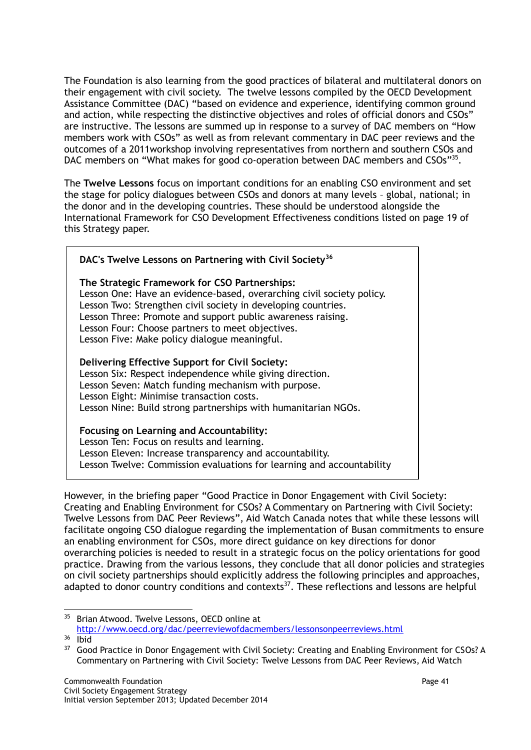The Foundation is also learning from the good practices of bilateral and multilateral donors on their engagement with civil society. The twelve lessons compiled by the OECD Development Assistance Committee (DAC) "based on evidence and experience, identifying common ground and action, while respecting the distinctive objectives and roles of official donors and CSOs" are instructive. The lessons are summed up in response to a survey of DAC members on "How members work with CSOs" as well as from relevant commentary in DAC peer reviews and the outcomes of a 2011workshop involving representatives from northern and southern CSOs and DAC members on "What makes for good co-operation between DAC members and CSOs"[35].

The **Twelve Lessons** focus on important conditions for an enabling CSO environment and set the stage for policy dialogues between CSOs and donors at many levels – global, national; in the donor and in the developing countries. These should be understood alongside the International Framework for CSO Development Effectiveness conditions listed on page 19 of this Strategy paper.

**DAC's Twelve Lessons on Partnering with Civil Society**[36]

**The Strategic Framework for CSO Partnerships:**
Lesson One: Have an evidence-based, overarching civil society policy.
Lesson Two: Strengthen civil society in developing countries.
Lesson Three: Promote and support public awareness raising.
Lesson Four: Choose partners to meet objectives.
Lesson Five: Make policy dialogue meaningful.

**Delivering Effective Support for Civil Society:**
Lesson Six: Respect independence while giving direction.
Lesson Seven: Match funding mechanism with purpose.
Lesson Eight: Minimise transaction costs.
Lesson Nine: Build strong partnerships with humanitarian NGOs.

**Focusing on Learning and Accountability:**
Lesson Ten: Focus on results and learning.
Lesson Eleven: Increase transparency and accountability.
Lesson Twelve: Commission evaluations for learning and accountability

However, in the briefing paper "Good Practice in Donor Engagement with Civil Society: Creating and Enabling Environment for CSOs? A Commentary on Partnering with Civil Society: Twelve Lessons from DAC Peer Reviews", Aid Watch Canada notes that while these lessons will facilitate ongoing CSO dialogue regarding the implementation of Busan commitments to ensure an enabling environment for CSOs, more direct guidance on key directions for donor overarching policies is needed to result in a strategic focus on the policy orientations for good practice. Drawing from the various lessons, they conclude that all donor policies and strategies on civil society partnerships should explicitly address the following principles and approaches, adapted to donor country conditions and contexts[37]. These reflections and lessons are helpful

---

[35] Brian Atwood. Twelve Lessons, OECD online at http://www.oecd.org/dac/peerreviewofdacmembers/lessononpeerreviews.html

[36] Ibid

[37] Good Practice in Donor Engagement with Civil Society: Creating and Enabling Environment for CSOs? A Commentary on Partnering with Civil Society: Twelve Lessons from DAC Peer Reviews, Aid Watch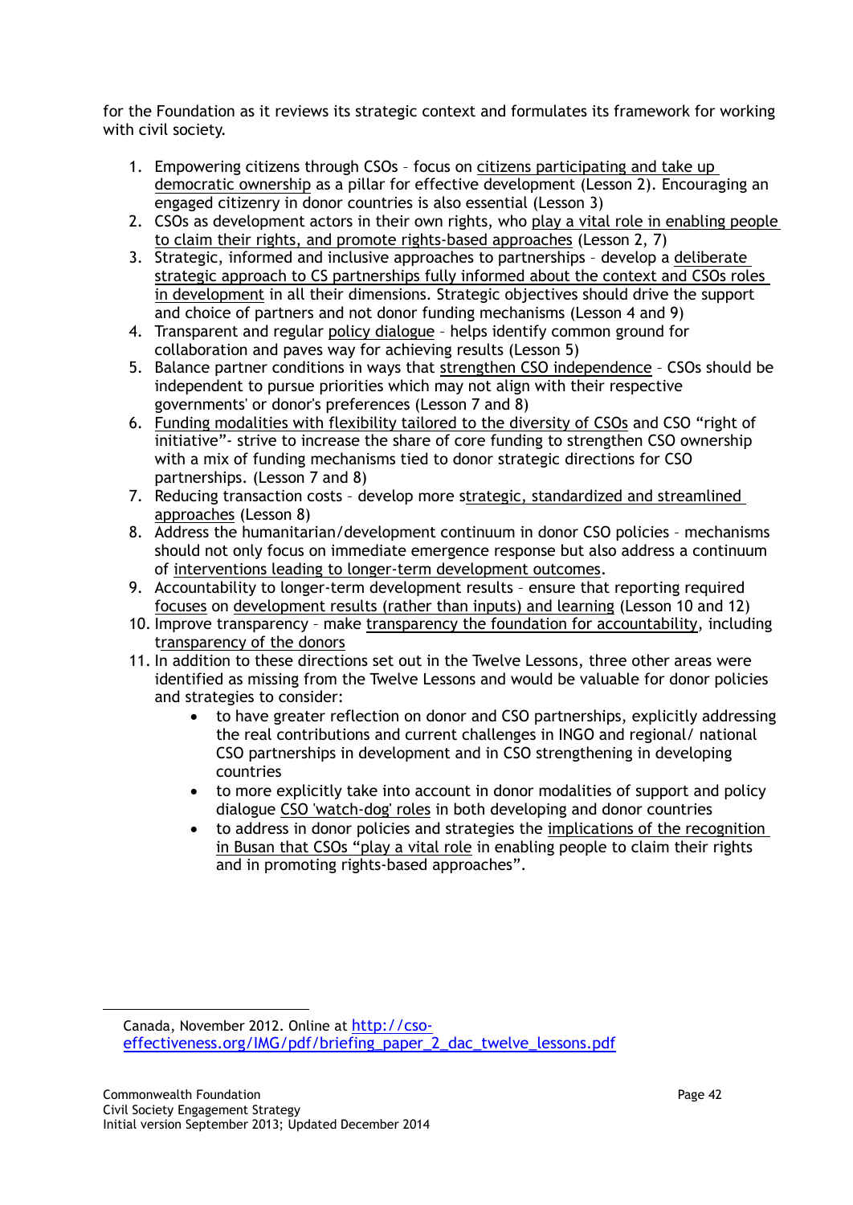for the Foundation as it reviews its strategic context and formulates its framework for working with civil society.

1. Empowering citizens through CSOs – focus on citizens participating and take up democratic ownership as a pillar for effective development (Lesson 2). Encouraging an engaged citizenry in donor countries is also essential (Lesson 3)
2. CSOs as development actors in their own rights, who play a vital role in enabling people to claim their rights, and promote rights-based approaches (Lesson 2, 7)
3. Strategic, informed and inclusive approaches to partnerships – develop a deliberate strategic approach to CS partnerships fully informed about the context and CSOs roles in development in all their dimensions. Strategic objectives should drive the support and choice of partners and not donor funding mechanisms (Lesson 4 and 9)
4. Transparent and regular policy dialogue – helps identify common ground for collaboration and paves way for achieving results (Lesson 5)
5. Balance partner conditions in ways that strengthen CSO independence – CSOs should be independent to pursue priorities which may not align with their respective governments' or donor's preferences (Lesson 7 and 8)
6. Funding modalities with flexibility tailored to the diversity of CSOs and CSO "right of initiative"- strive to increase the share of core funding to strengthen CSO ownership with a mix of funding mechanisms tied to donor strategic directions for CSO partnerships. (Lesson 7 and 8)
7. Reducing transaction costs – develop more strategic, standardized and streamlined approaches (Lesson 8)
8. Address the humanitarian/development continuum in donor CSO policies – mechanisms should not only focus on immediate emergence response but also address a continuum of interventions leading to longer-term development outcomes.
9. Accountability to longer-term development results – ensure that reporting required focuses on development results (rather than inputs) and learning (Lesson 10 and 12)
10. Improve transparency – make transparency the foundation for accountability, including transparency of the donors
11. In addition to these directions set out in the Twelve Lessons, three other areas were identified as missing from the Twelve Lessons and would be valuable for donor policies and strategies to consider:
    - to have greater reflection on donor and CSO partnerships, explicitly addressing the real contributions and current challenges in INGO and regional/ national CSO partnerships in development and in CSO strengthening in developing countries
    - to more explicitly take into account in donor modalities of support and policy dialogue CSO 'watch-dog' roles in both developing and donor countries
    - to address in donor policies and strategies the implications of the recognition in Busan that CSOs "play a vital role in enabling people to claim their rights and in promoting rights-based approaches".

---

Canada, November 2012. Online at http://cso-effectiveness.org/IMG/pdf/briefing_paper_2_dac_twelve_lessons.pdf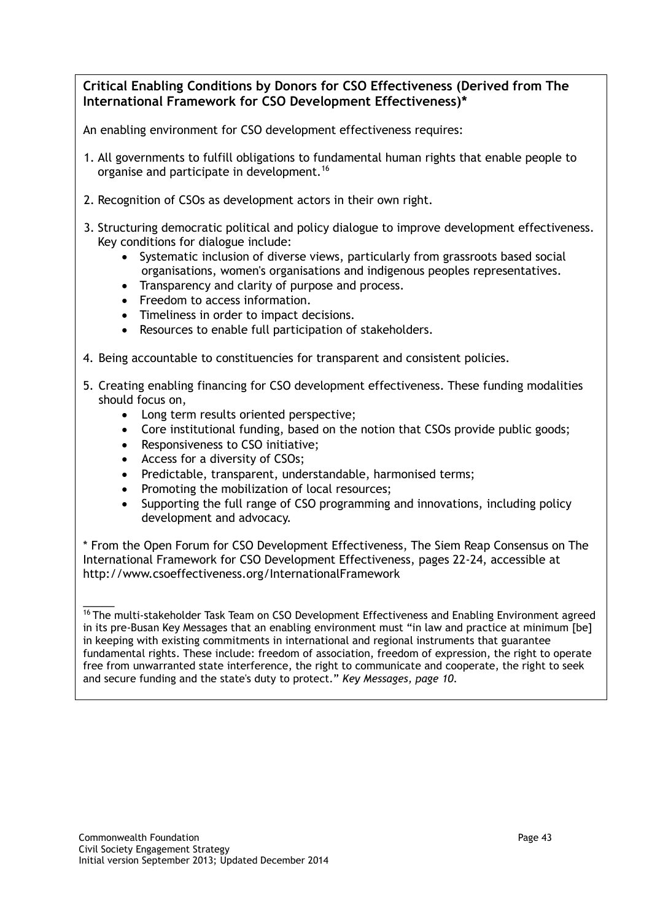**Critical Enabling Conditions by Donors for CSO Effectiveness (Derived from The International Framework for CSO Development Effectiveness)***

An enabling environment for CSO development effectiveness requires:

1. All governments to fulfill obligations to fundamental human rights that enable people to organise and participate in development.[16]

2. Recognition of CSOs as development actors in their own right.

3. Structuring democratic political and policy dialogue to improve development effectiveness. Key conditions for dialogue include:
   - Systematic inclusion of diverse views, particularly from grassroots based social organisations, women's organisations and indigenous peoples representatives.
   - Transparency and clarity of purpose and process.
   - Freedom to access information.
   - Timeliness in order to impact decisions.
   - Resources to enable full participation of stakeholders.

4. Being accountable to constituencies for transparent and consistent policies.

5. Creating enabling financing for CSO development effectiveness. These funding modalities should focus on,
   - Long term results oriented perspective;
   - Core institutional funding, based on the notion that CSOs provide public goods;
   - Responsiveness to CSO initiative;
   - Access for a diversity of CSOs;
   - Predictable, transparent, understandable, harmonised terms;
   - Promoting the mobilization of local resources;
   - Supporting the full range of CSO programming and innovations, including policy development and advocacy.

* From the Open Forum for CSO Development Effectiveness, The Siem Reap Consensus on The International Framework for CSO Development Effectiveness, pages 22-24, accessible at http://www.csoeffectiveness.org/InternationalFramework

---

[16] The multi-stakeholder Task Team on CSO Development Effectiveness and Enabling Environment agreed in its pre-Busan Key Messages that an enabling environment must "in law and practice at minimum [be] in keeping with existing commitments in international and regional instruments that guarantee fundamental rights. These include: freedom of association, freedom of expression, the right to operate free from unwarranted state interference, the right to communicate and cooperate, the right to seek and secure funding and the state's duty to protect." *Key Messages, page 10.*